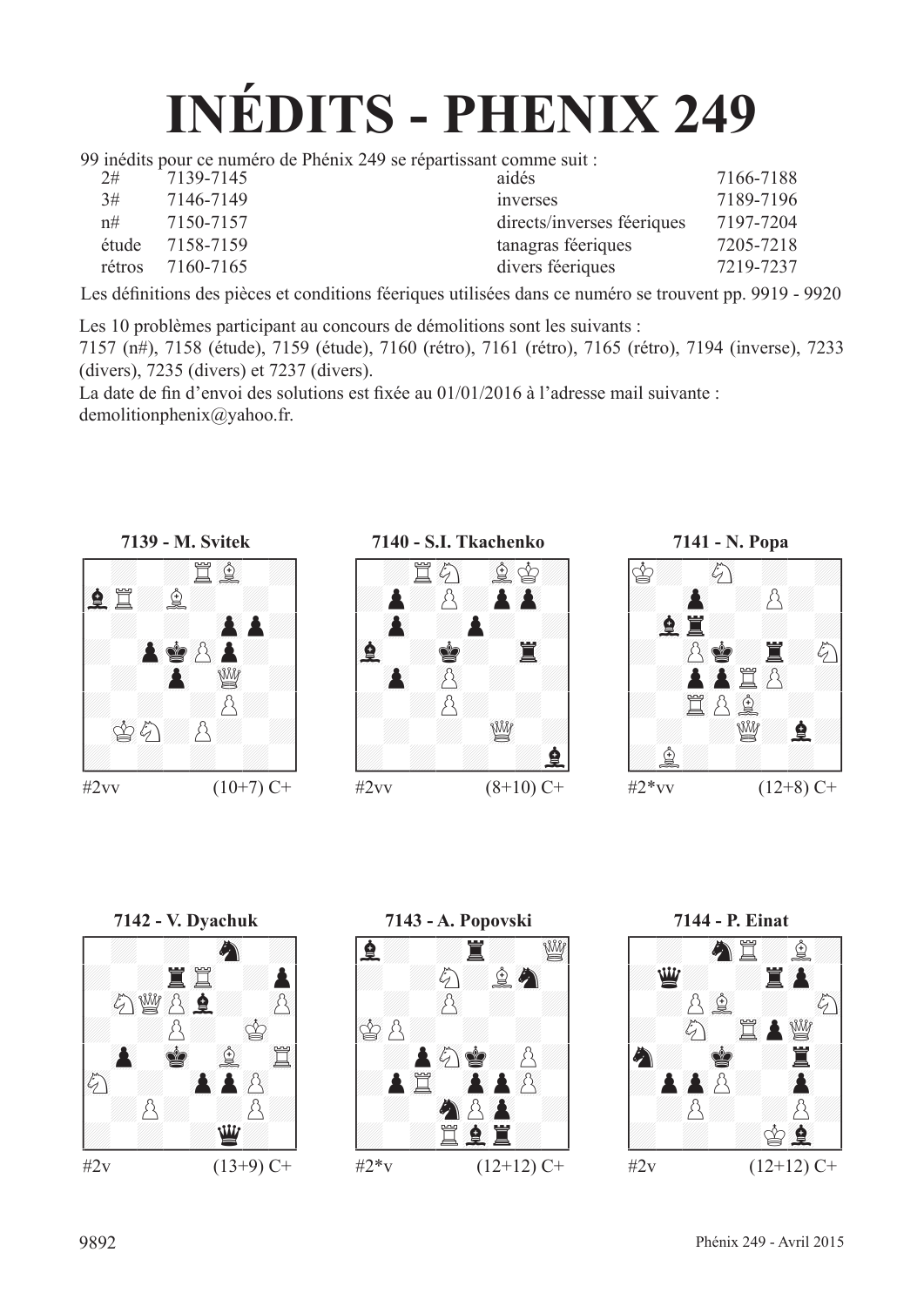# INÉDITS - PHENIX 249

99 inédits pour ce numéro de Phénix 249 se répartissant comme suit :

| | | | |
|---|---|---|---|
| 2# | 7139-7145 | aidés | 7166-7188 |
| 3# | 7146-7149 | inverses | 7189-7196 |
| n# | 7150-7157 | directs/inverses féeriques | 7197-7204 |
| étude | 7158-7159 | tanagras féeriques | 7205-7218 |
| rétros | 7160-7165 | divers féeriques | 7219-7237 |

Les définitions des pièces et conditions féeriques utilisées dans ce numéro se trouvent pp. 9919 - 9920

Les 10 problèmes participant au concours de démolitions sont les suivants :
7157 (n#), 7158 (étude), 7159 (étude), 7160 (rétro), 7161 (rétro), 7165 (rétro), 7194 (inverse), 7233 (divers), 7235 (divers) et 7237 (divers).
La date de fin d'envoi des solutions est fixée au 01/01/2016 à l'adresse mail suivante :
demolitionphenix@yahoo.fr.

**7139 - M. Svitek**

#2vv (10+7) C+

**7140 - S.I. Tkachenko**

#2vv (8+10) C+

**7141 - N. Popa**

#2*vv (12+8) C+

**7142 - V. Dyachuk**

#2v (13+9) C+

**7143 - A. Popovski**

#2*v (12+12) C+

**7144 - P. Einat**

#2v (12+12) C+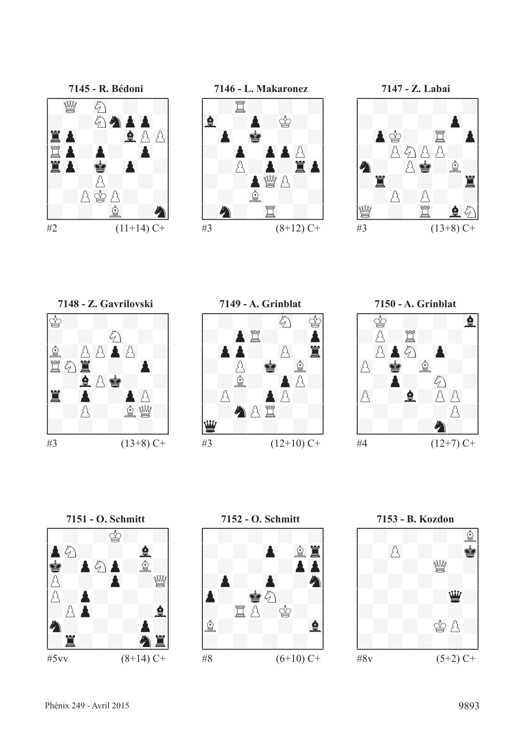**7145 - R. Bédoni**

#2 (11+14) C+

**7146 - L. Makaronez**

#3 (8+12) C+

**7147 - Z. Labai**

#3 (13+8) C+

**7148 - Z. Gavrilovski**

#3 (13+8) C+

**7149 - A. Grinblat**

#3 (12+10) C+

**7150 - A. Grinblat**

#4 (12+7) C+

**7151 - O. Schmitt**

#5vv (8+14) C+

**7152 - O. Schmitt**

#8 (6+10) C+

**7153 - B. Kozdon**

#8v (5+2) C+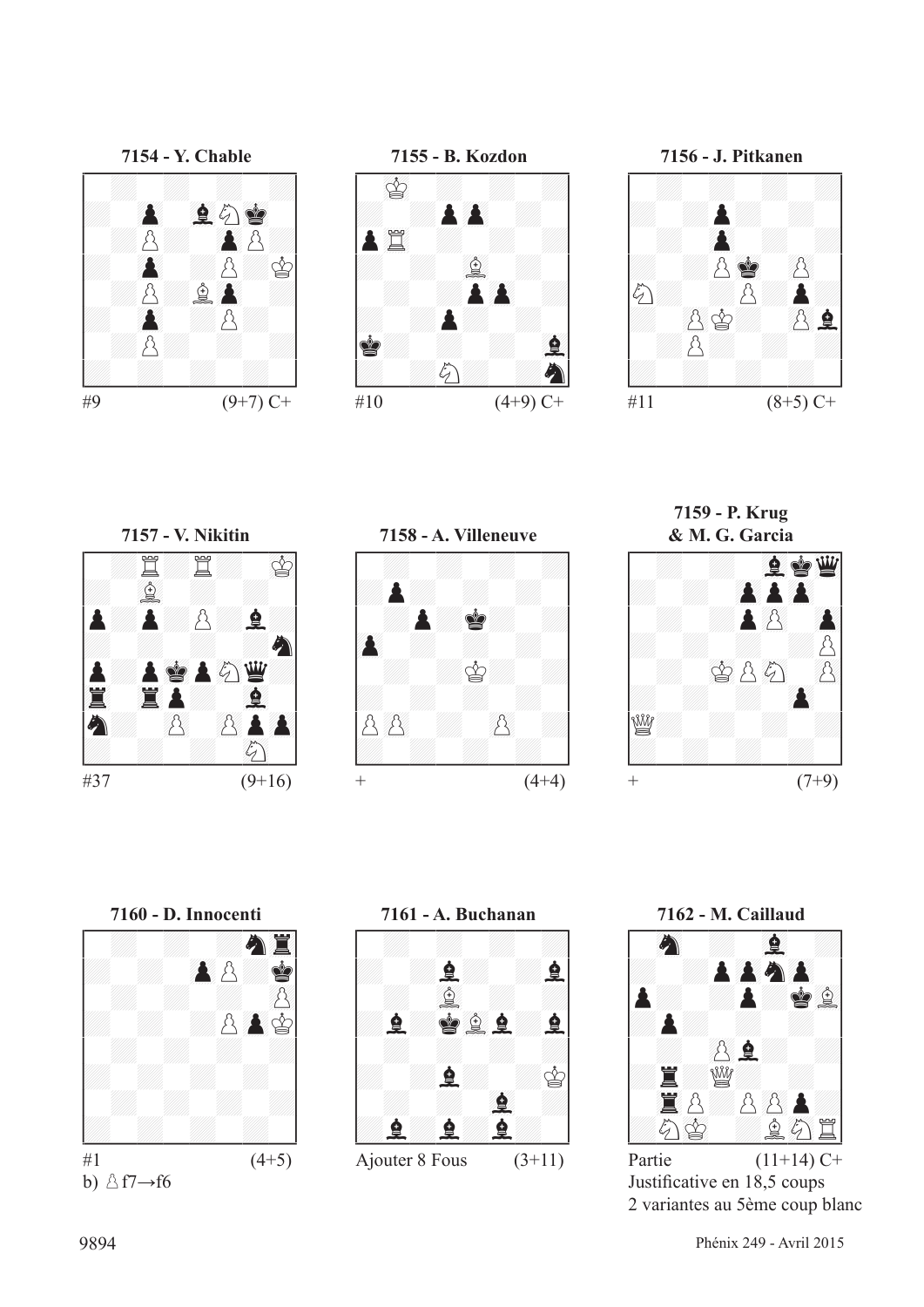**7154 - Y. Chable**

#9 (9+7) C+

**7155 - B. Kozdon**

#10 (4+9) C+

**7156 - J. Pitkanen**

#11 (8+5) C+

**7157 - V. Nikitin**

#37 (9+16)

**7158 - A. Villeneuve**

\+ (4+4)

**7159 - P. Krug & M. G. Garcia**

\+ (7+9)

**7160 - D. Innocenti**

#1 (4+5)

b) ♙f7→f6

**7161 - A. Buchanan**

Ajouter 8 Fous (3+11)

**7162 - M. Caillaud**

Partie (11+14) C+

Justificative en 18,5 coups

2 variantes au 5ème coup blanc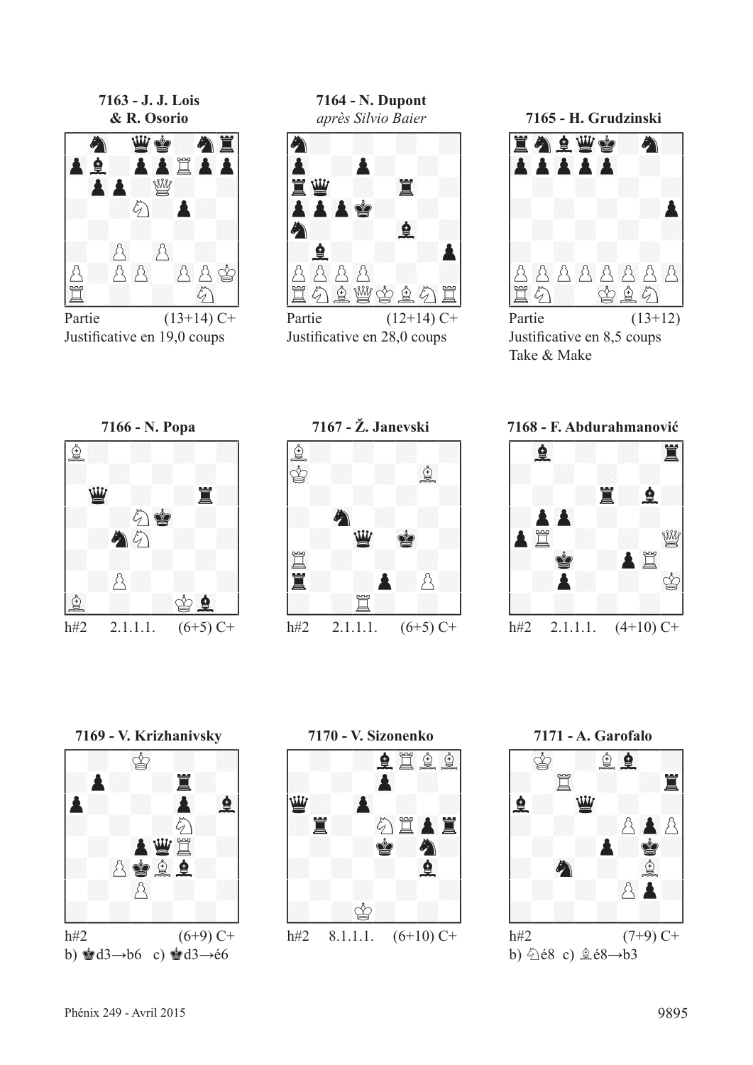**7163 - J. J. Lois & R. Osorio**

Partie (13+14) C+
Justificative en 19,0 coups

**7164 - N. Dupont**
*après Silvio Baier*

Partie (12+14) C+
Justificative en 28,0 coups

**7165 - H. Grudzinski**

Partie (13+12)
Justificative en 8,5 coups
Take & Make

**7166 - N. Popa**

h#2 2.1.1.1. (6+5) C+

**7167 - Ž. Janevski**

h#2 2.1.1.1. (6+5) C+

**7168 - F. Abdurahmanović**

h#2 2.1.1.1. (4+10) C+

**7169 - V. Krizhanivsky**

h#2 (6+9) C+
b) ♚d3→b6 c) ♚d3→é6

**7170 - V. Sizonenko**

h#2 8.1.1.1. (6+10) C+

**7171 - A. Garofalo**

h#2 (7+9) C+
b) ♘é8 c) ♗é8→b3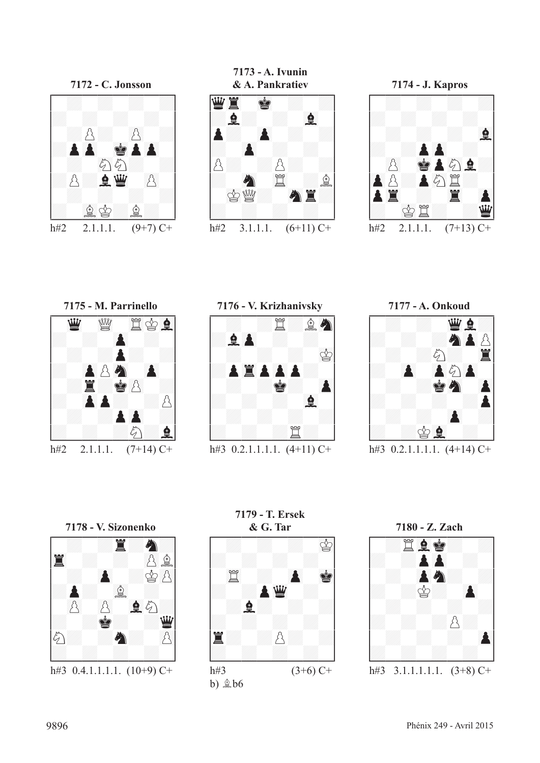**7172 - C. Jonsson**

h#2 2.1.1.1. (9+7) C+

**7173 - A. Ivunin & A. Pankratiev**

h#2 3.1.1.1. (6+11) C+

**7174 - J. Kapros**

h#2 2.1.1.1. (7+13) C+

**7175 - M. Parrinello**

h#2 2.1.1.1. (7+14) C+

**7176 - V. Krizhanivsky**

h#3 0.2.1.1.1.1.1. (4+11) C+

**7177 - A. Onkoud**

h#3 0.2.1.1.1.1.1. (4+14) C+

**7178 - V. Sizonenko**

h#3 0.4.1.1.1.1.1. (10+9) C+

**7179 - T. Ersek & G. Tar**

h#3 (3+6) C+

b) ♗b6

**7180 - Z. Zach**

h#3 3.1.1.1.1.1. (3+8) C+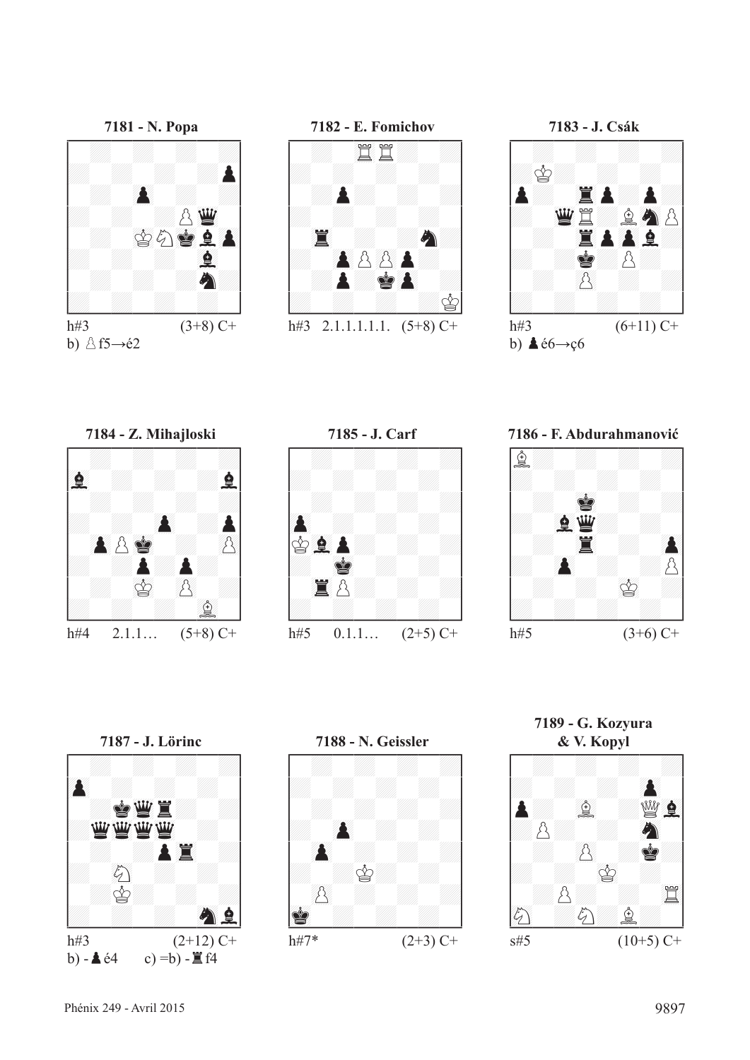**7181 - N. Popa**

h#3 (3+8) C+

b) ♙f5→é2

**7182 - E. Fomichov**

h#3 2.1.1.1.1.1. (5+8) C+

**7183 - J. Csák**

h#3 (6+11) C+

b) ♟é6→ç6

**7184 - Z. Mihajloski**

h#4 2.1.1… (5+8) C+

**7185 - J. Carf**

h#5 0.1.1… (2+5) C+

**7186 - F. Abdurahmanović**

h#5 (3+6) C+

**7187 - J. Lörinc**

h#3 (2+12) C+

b) - ♟é4 c) =b) - ♜f4

**7188 - N. Geissler**

h#7* (2+3) C+

**7189 - G. Kozyura & V. Kopyl**

s#5 (10+5) C+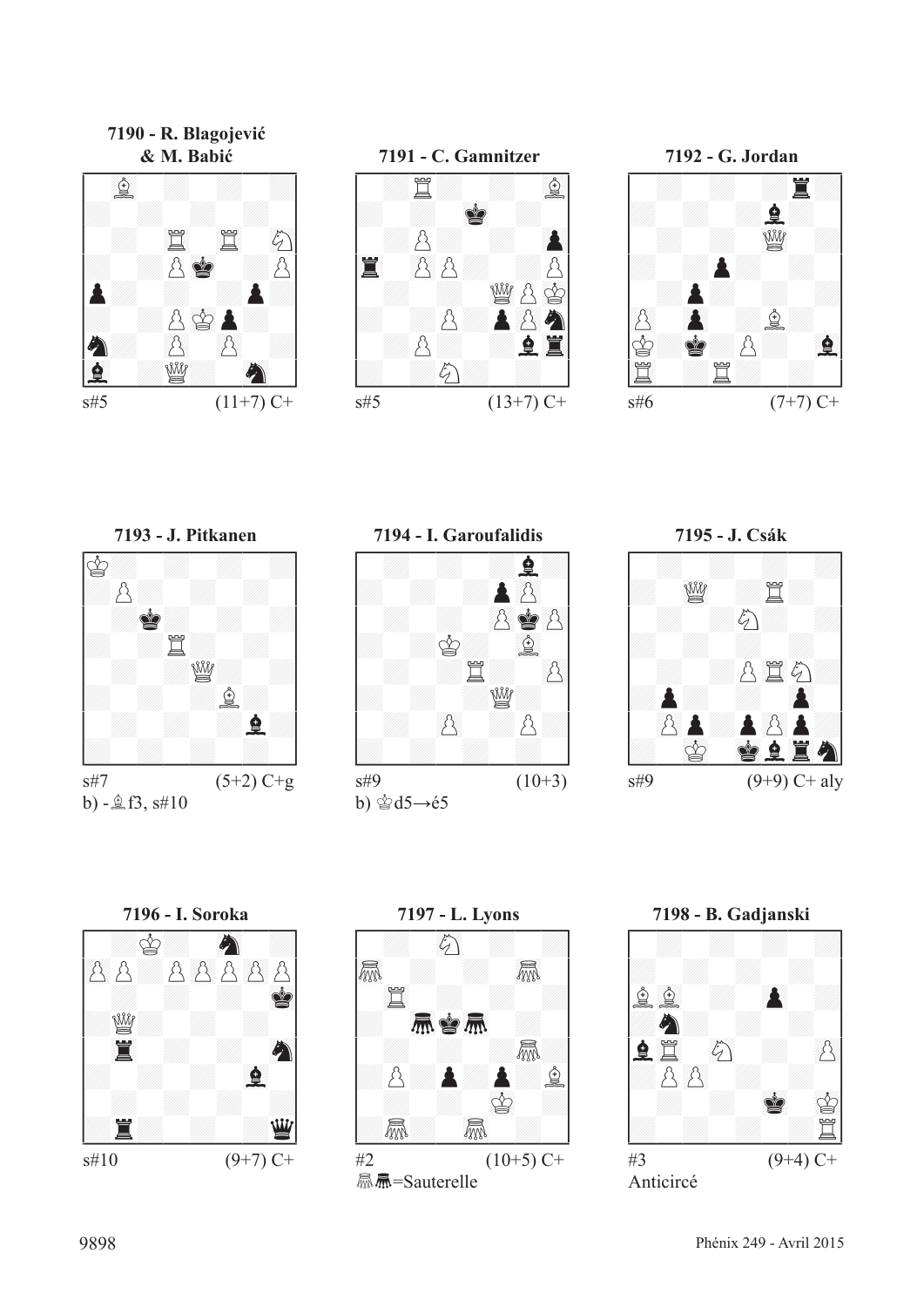**7190 - R. Blagojević & M. Babić**

s#5 (11+7) C+

**7191 - C. Gamnitzer**

s#5 (13+7) C+

**7192 - G. Jordan**

s#6 (7+7) C+

**7193 - J. Pitkanen**

s#7 (5+2) C+g

b) -♗f3, s#10

**7194 - I. Garoufalidis**

s#9 (10+3)

b) ♔d5→é5

**7195 - J. Csák**

s#9 (9+9) C+ aly

**7196 - I. Soroka**

s#10 (9+7) C+

**7197 - L. Lyons**

#2 (10+5) C+

Sauterelle

**7198 - B. Gadjanski**

#3 (9+4) C+

Anticircé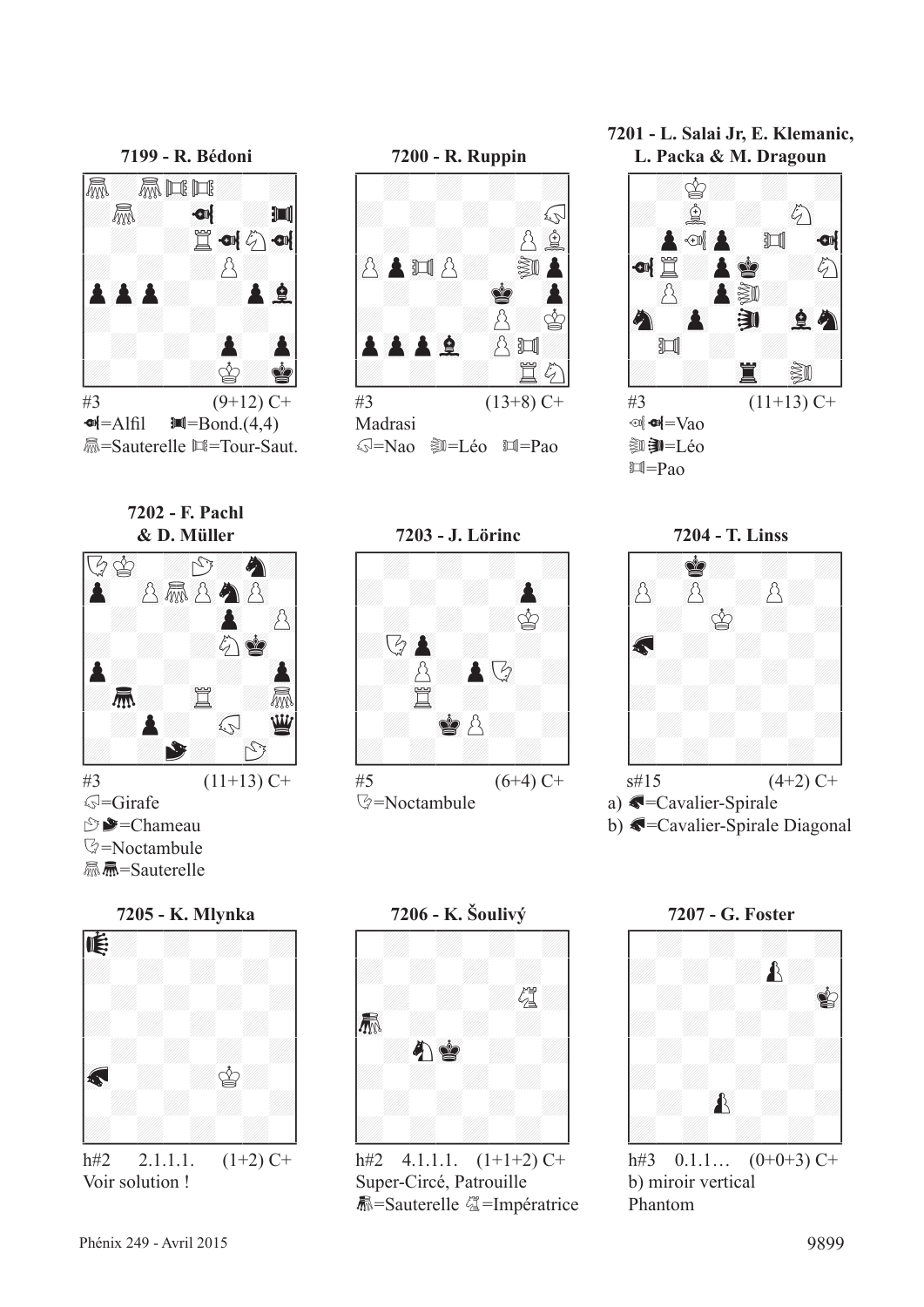**7199 - R. Bédoni**

#3 (9+12) C+

=Alfil =Bond.(4,4)

=Sauterelle =Tour-Saut.

**7200 - R. Ruppin**

#3 (13+8) C+

Madrasi

=Nao =Léo =Pao

**7201 - L. Salai Jr, E. Klemanic, L. Packa & M. Dragoun**

#3 (11+13) C+

=Vao

=Léo

=Pao

**7202 - F. Pachl & D. Müller**

#3 (11+13) C+

=Girafe

=Chameau

=Noctambule

=Sauterelle

**7203 - J. Lörinc**

#5 (6+4) C+

=Noctambule

**7204 - T. Linss**

s#15 (4+2) C+

a) =Cavalier-Spirale

b) =Cavalier-Spirale Diagonal

**7205 - K. Mlynka**

h#2 2.1.1.1. (1+2) C+

Voir solution !

**7206 - K. Šoulivý**

h#2 4.1.1.1. (1+1+2) C+

Super-Circé, Patrouille

=Sauterelle =Impératrice

**7207 - G. Foster**

h#3 0.1.1… (0+0+3) C+

b) miroir vertical

Phantom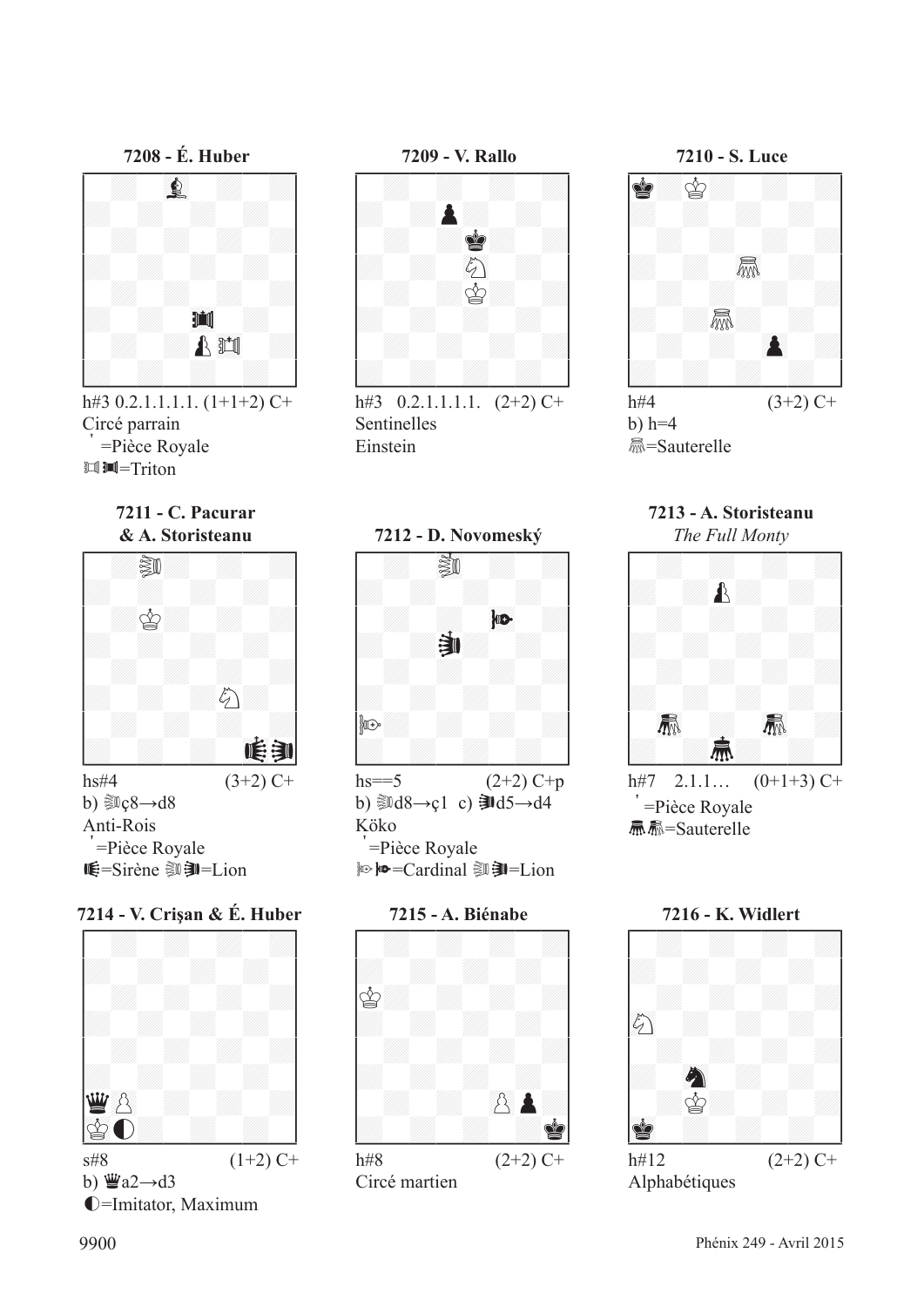### 7208 - É. Huber

h#3 0.2.1.1.1.1. (1+1+2) C+
Circé parrain
' =Pièce Royale
♖♜=Triton

### 7209 - V. Rallo

h#3 0.2.1.1.1.1. (2+2) C+
Sentinelles
Einstein

### 7210 - S. Luce

h#4 (3+2) C+
b) h=4
=Sauterelle

### 7211 - C. Pacurar & A. Storisteanu

hs#4 (3+2) C+
b) ç8→d8
Anti-Rois
' =Pièce Royale
=Sirène =Lion

### 7212 - D. Novomeský

hs==5 (2+2) C+p
b) d8→ç1 c) d5→d4
Köko
' =Pièce Royale
=Cardinal =Lion

### 7213 - A. Storisteanu

*The Full Monty*

h#7 2.1.1… (0+1+3) C+
' =Pièce Royale
=Sauterelle

### 7214 - V. Crişan & É. Huber

s#8 (1+2) C+
b) ♛a2→d3
◐=Imitator, Maximum

### 7215 - A. Biénabe

h#8 (2+2) C+
Circé martien

### 7216 - K. Widlert

h#12 (2+2) C+
Alphabétiques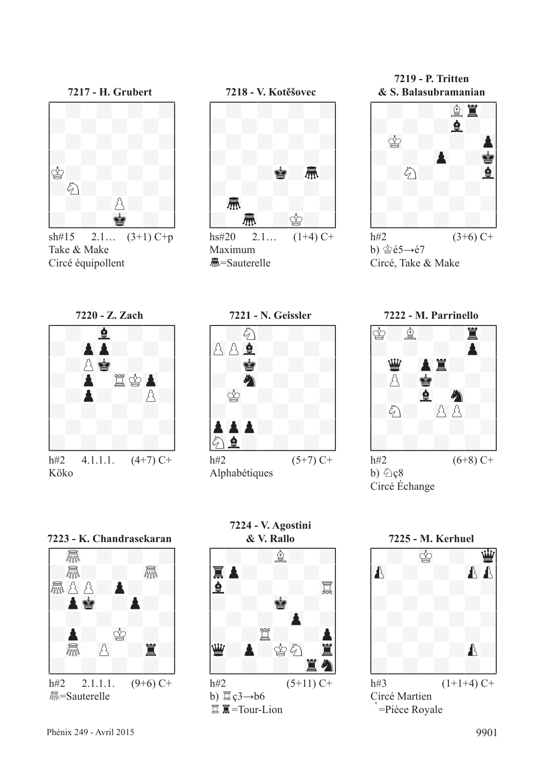**7217 - H. Grubert**

sh#15 2.1… (3+1) C+p
Take & Make
Circé équipollent

**7218 - V. Kotěšovec**

hs#20 2.1… (1+4) C+
Maximum
=Sauterelle

**7219 - P. Tritten & S. Balasubramanian**

h#2 (3+6) C+
b) ♔é5→é7
Circé, Take & Make

**7220 - Z. Zach**

h#2 4.1.1.1. (4+7) C+
Köko

**7221 - N. Geissler**

h#2 (5+7) C+
Alphabétiques

**7222 - M. Parrinello**

h#2 (6+8) C+
b) ♘ç8
Circé Échange

**7223 - K. Chandrasekaran**

h#2 2.1.1.1. (9+6) C+
=Sauterelle

**7224 - V. Agostini & V. Rallo**

h#2 (5+11) C+
b) ♖ç3→b6
♖ ♜=Tour-Lion

**7225 - M. Kerhuel**

h#3 (1+1+4) C+
Circé Martien
'=Pièce Royale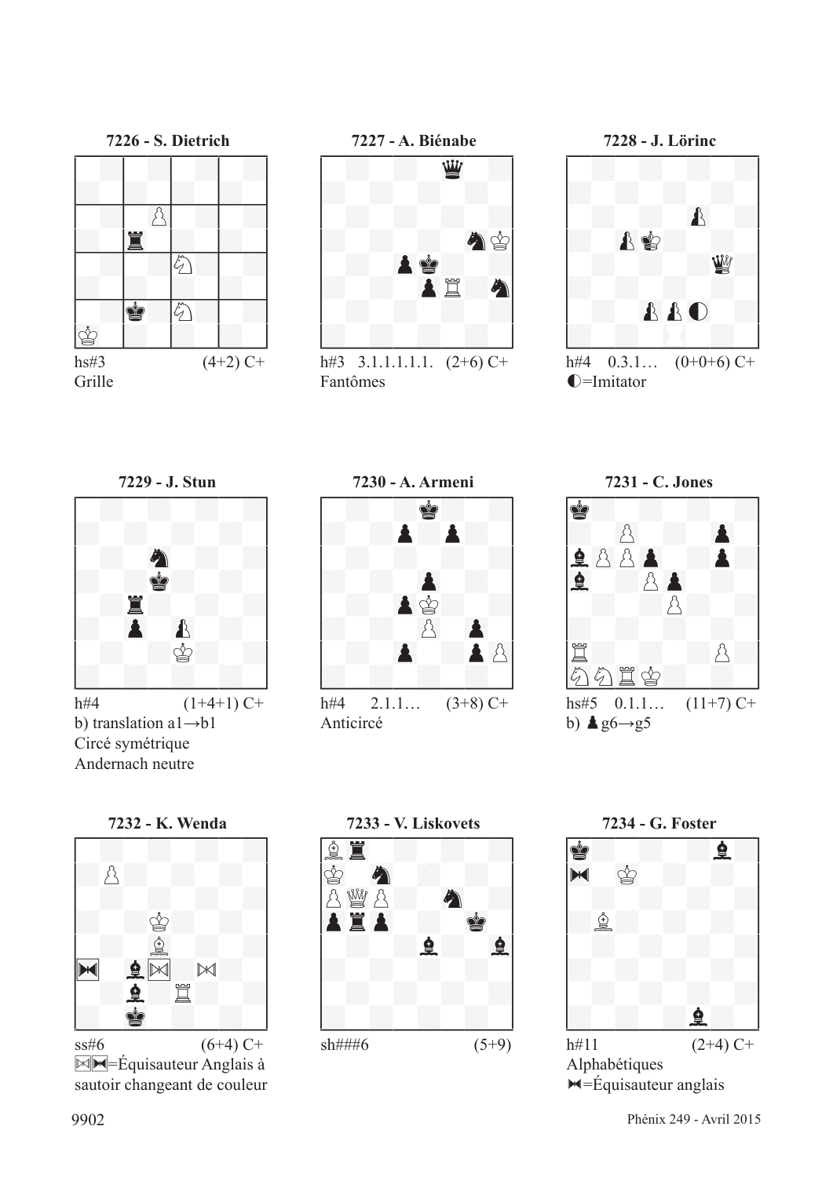**7226 - S. Dietrich**

hs#3 (4+2) C+
Grille

**7227 - A. Biénabe**

h#3 3.1.1.1.1.1. (2+6) C+
Fantômes

**7228 - J. Lörinc**

h#4 0.3.1… (0+0+6) C+
◐=Imitator

**7229 - J. Stun**

h#4 (1+4+1) C+
b) translation a1→b1
Circé symétrique
Andernach neutre

**7230 - A. Armeni**

h#4 2.1.1… (3+8) C+
Anticircé

**7231 - C. Jones**

hs#5 0.1.1… (11+7) C+
b) ♟g6→g5

**7232 - K. Wenda**

ss#6 (6+4) C+
⋈⋈=Équisauteur Anglais à sautoir changeant de couleur

**7233 - V. Liskovets**

sh###6 (5+9)

**7234 - G. Foster**

h#11 (2+4) C+
Alphabétiques
⋈=Équisauteur anglais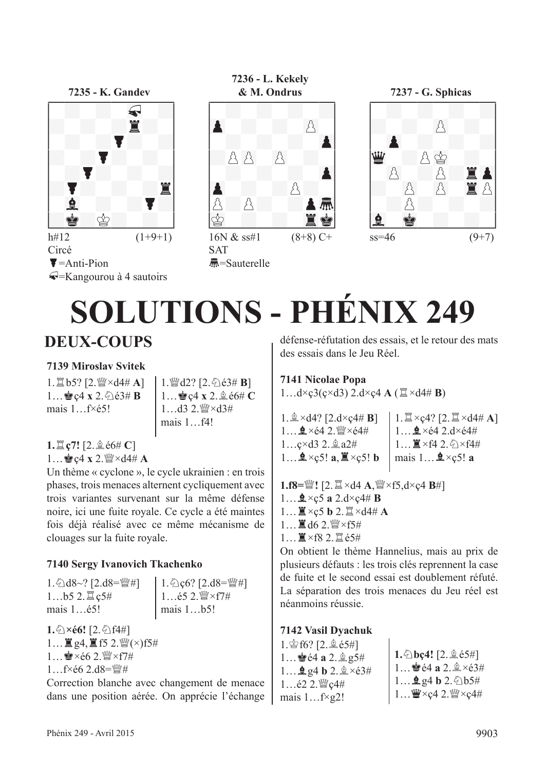**7235 - K. Gandev**

h#12 (1+9+1)
Circé
♟=Anti-Pion
=Kangourou à 4 sautoirs

**7236 - L. Kekely & M. Ondrus**

16N & ss#1 (8+8) C+
SAT
=Sauterelle

**7237 - G. Sphicas**

ss=46 (9+7)

# SOLUTIONS - PHÉNIX 249

## DEUX-COUPS

### 7139 Miroslav Svitek

1.♖b5? [2.♕×d4# **A**]
1…♚ç4 **x** 2.♘é3# **B**
mais 1…f×é5!

1.♕d2? [2.♘é3# **B**]
1…♚ç4 **x** 2.♗é6# **C**
1…d3 2.♕×d3#
mais 1…f4!

**1.♖ç7!** [2.♗é6# **C**]
1…♚ç4 **x** 2.♕×d4# **A**

Un thème « cyclone », le cycle ukrainien : en trois phases, trois menaces alternent cycliquement avec trois variantes survenant sur la même défense noire, ici une fuite royale. Ce cycle a été maintes fois déjà réalisé avec ce même mécanisme de clouages sur la fuite royale.

### 7140 Sergy Ivanovich Tkachenko

1.♘d8~? [2.d8=♕#]
1…b5 2.♖ç5#
mais 1…é5!

1.♘ç6? [2.d8=♕#]
1…é5 2.♕×f7#
mais 1…b5!

**1.♘×é6!** [2.♘f4#]
1…♜g4,♜f5 2.♕(×)f5#
1…♚×é6 2.♕×f7#
1…f×é6 2.d8=♕#

Correction blanche avec changement de menace dans une position aérée. On apprécie l'échange défense-réfutation des essais, et le retour des mats des essais dans le Jeu Réel.

### 7141 Nicolae Popa

1…d×ç3(ç×d3) 2.d×ç4 **A** (♖×d4# **B**)

1.♗×d4? [2.d×ç4# **B**]
1…♝×é4 2.♕×é4#
1…ç×d3 2.♗a2#
1…♝×ç5! **a**, ♜×ç5! **b**

1.♖×ç4? [2.♖×d4# **A**]
1…♝×é4 2.d×é4#
1…♜×f4 2.♘×f4#
mais 1…♝×ç5! **a**

**1.f8=♕!** [2.♖×d4 **A**,♕×f5,d×ç4 **B**#]
1…♝×ç5 **a** 2.d×ç4# **B**
1…♜×ç5 **b** 2.♖×d4# **A**
1…♜d6 2.♕×f5#
1…♜×f8 2.♖é5#

On obtient le thème Hannelius, mais au prix de plusieurs défauts : les trois clés reprennent la case de fuite et le second essai est doublement réfuté. La séparation des trois menaces du Jeu réel est néanmoins réussie.

### 7142 Vasil Dyachuk

1.♔f6? [2.♗é5#]
1…♚é4 **a** 2.♗g5#
1…♝g4 **b** 2.♗×é3#
1…é2 2.♕ç4#
mais 1…f×g2!

**1.♘bç4!** [2.♗é5#]
1…♚é4 **a** 2.♗×é3#
1…♝g4 **b** 2.♘b5#
1…♛×ç4 2.♕×ç4#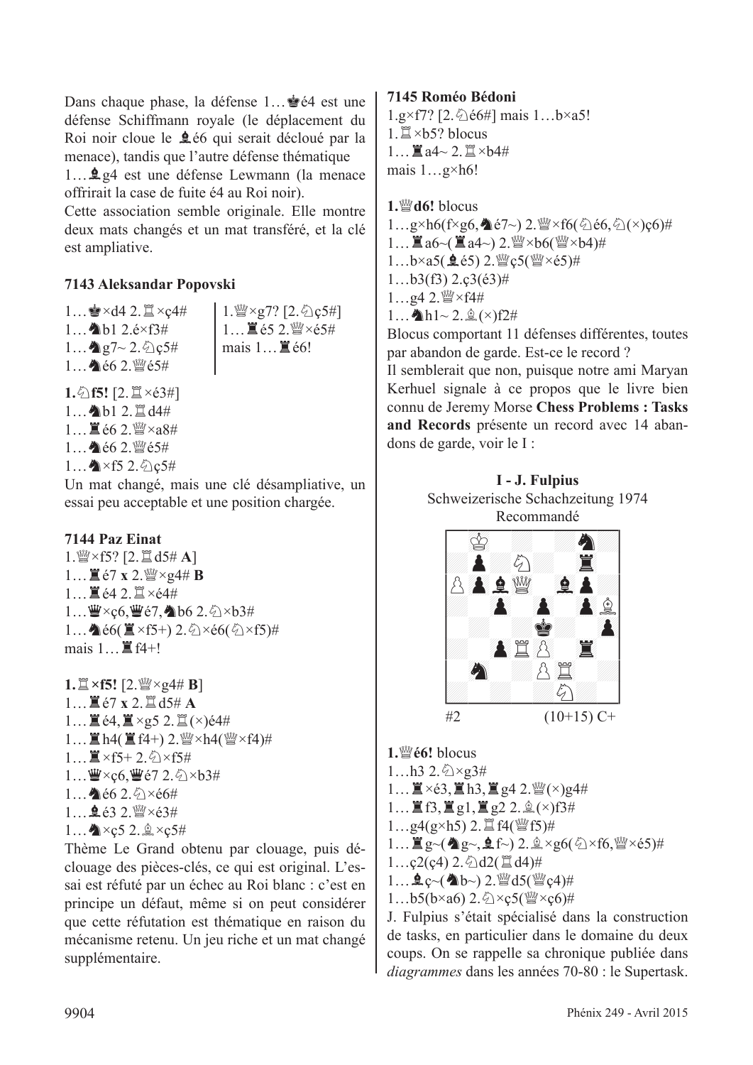Dans chaque phase, la défense 1…♚é4 est une défense Schiffmann royale (le déplacement du Roi noir cloue le ♗é6 qui serait décloué par la menace), tandis que l'autre défense thématique 1…♝g4 est une défense Lewmann (la menace offrirait la case de fuite é4 au Roi noir).

Cette association semble originale. Elle montre deux mats changés et un mat transféré, et la clé est ampliative.

### 7143 Aleksandar Popovski

1…♚×d4 2.♖×ç4#
1…♞b1 2.é×f3#
1…♞g7~ 2.♘ç5#
1…♞é6 2.♕é5#

1.♕×g7? [2.♘ç5#]
1…♜é5 2.♕×é5#
mais 1…♜é6!

**1.♘f5!** [2.♖×é3#]
1…♞b1 2.♖d4#
1…♜é6 2.♕×a8#
1…♞é6 2.♕é5#
1…♞×f5 2.♘ç5#

Un mat changé, mais une clé désampliative, un essai peu acceptable et une position chargée.

### 7144 Paz Einat

1.♕×f5? [2.♖d5# **A**]
1…♜é7 **x** 2.♕×g4# **B**
1…♜é4 2.♖×é4#
1…♛×ç6,♛é7,♞b6 2.♘×b3#
1…♞é6(♜×f5+) 2.♘×é6(♘×f5)#
mais 1…♜f4+!

**1.♖×f5!** [2.♕×g4# **B**]
1…♜é7 **x** 2.♖d5# **A**
1…♜é4,♜×g5 2.♖(×)é4#
1…♜h4(♜f4+) 2.♕×h4(♕×f4)#
1…♜×f5+ 2.♘×f5#
1…♛×ç6,♛é7 2.♘×b3#
1…♞é6 2.♘×é6#
1…♝é3 2.♕×é3#
1…♞×ç5 2.♗×ç5#

Thème Le Grand obtenu par clouage, puis déclouage des pièces-clés, ce qui est original. L'essai est réfuté par un échec au Roi blanc : c'est en principe un défaut, même si on peut considérer que cette réfutation est thématique en raison du mécanisme retenu. Un jeu riche et un mat changé supplémentaire.

### 7145 Roméo Bédoni

1.g×f7? [2.♘é6#] mais 1…b×a5!
1.♖×b5? blocus
1…♜a4~ 2.♖×b4#
mais 1…g×h6!

**1.♕d6!** blocus
1…g×h6(f×g6,♞é7~) 2.♕×f6(♘é6,♘(×)ç6)#
1…♜a6~(♜a4~) 2.♕×b6(♕×b4)#
1…b×a5(♝é5) 2.♕ç5(♕×é5)#
1…b3(f3) 2.ç3(é3)#
1…g4 2.♕×f4#
1…♞h1~ 2.♗(×)f2#

Blocus comportant 11 défenses différentes, toutes par abandon de garde. Est-ce le record ?

Il semblerait que non, puisque notre ami Maryan Kerhuel signale à ce propos que le livre bien connu de Jeremy Morse **Chess Problems : Tasks and Records** présente un record avec 14 abandons de garde, voir le I :

**I - J. Fulpius**
Schweizerische Schachzeitung 1974
Recommandé

#2 (10+15) C+

**1.♕é6!** blocus
1…h3 2.♘×g3#
1…♜×é3,♜h3,♜g4 2.♕(×)g4#
1…♜f3,♜g1,♜g2 2.♗(×)f3#
1…g4(g×h5) 2.♖f4(♕f5)#
1…♜g~(♞g~,♝f~) 2.♗×g6(♘×f6,♕×é5)#
1…ç2(ç4) 2.♘d2(♖d4)#
1…♝ç~(♞b~) 2.♕d5(♕ç4)#
1…b5(b×a6) 2.♘×ç5(♕×ç6)#

J. Fulpius s'était spécialisé dans la construction de tasks, en particulier dans le domaine du deux coups. On se rappelle sa chronique publiée dans *diagrammes* dans les années 70-80 : le Supertask.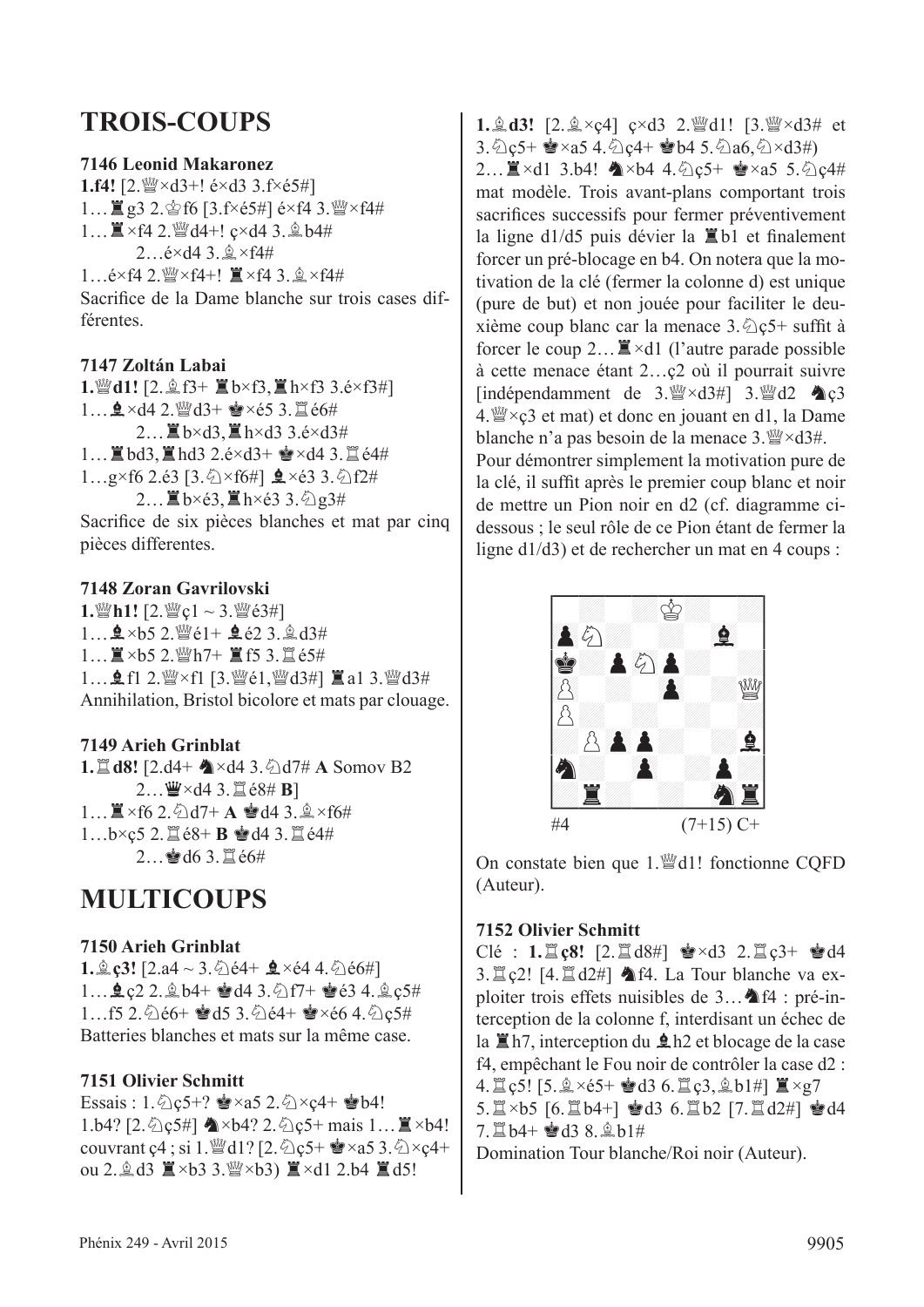# TROIS-COUPS

### 7146 Leonid Makaronez

**1.f4!** [2.♕×d3+! é×d3 3.f×é5#]
1…♜g3 2.♔f6 [3.f×é5#] é×f4 3.♕×f4#
1…♜×f4 2.♕d4+! ç×d4 3.♗b4#
2…é×d4 3.♗×f4#
1…é×f4 2.♕×f4+! ♜×f4 3.♗×f4#
Sacrifice de la Dame blanche sur trois cases différentes.

### 7147 Zoltán Labai

**1.♕d1!** [2.♗f3+ ♜b×f3,♜h×f3 3.é×f3#]
1…♝×d4 2.♕d3+ ♚×é5 3.♖é6#
2…♜b×d3,♜h×d3 3.é×d3#
1…♜bd3,♜hd3 2.é×d3+ ♚×d4 3.♖é4#
1…g×f6 2.é3 [3.♘×f6#] ♝×é3 3.♘f2#
2…♜b×é3,♜h×é3 3.♘g3#
Sacrifice de six pièces blanches et mat par cinq pièces differentes.

### 7148 Zoran Gavrilovski

**1.♕h1!** [2.♕ç1 ~ 3.♕é3#]
1…♝×b5 2.♕é1+ ♝é2 3.♗d3#
1…♜×b5 2.♕h7+ ♜f5 3.♖é5#
1…♝f1 2.♕×f1 [3.♕é1,♕d3#] ♜a1 3.♕d3#
Annihilation, Bristol bicolore et mats par clouage.

### 7149 Arieh Grinblat

**1.♖d8!** [2.d4+ ♞×d4 3.♘d7# **A** Somov B2
2…♛×d4 3.♖é8# **B**]
1…♜×f6 2.♘d7+ **A** ♚d4 3.♗×f6#
1…b×ç5 2.♖é8+ **B** ♚d4 3.♖é4#
2…♚d6 3.♖é6#

# MULTICOUPS

### 7150 Arieh Grinblat

**1.♗ç3!** [2.a4 ~ 3.♘é4+ ♝×é4 4.♘é6#]
1…♝ç2 2.♗b4+ ♚d4 3.♘f7+ ♚é3 4.♗ç5#
1…f5 2.♘é6+ ♚d5 3.♘é4+ ♚×é6 4.♘ç5#
Batteries blanches et mats sur la même case.

### 7151 Olivier Schmitt

Essais : 1.♘ç5+? ♚×a5 2.♘×ç4+ ♚b4!
1.b4? [2.♘ç5#] ♞×b4? 2.♘ç5+ mais 1…♜×b4! couvrant ç4 ; si 1.♕d1? [2.♘ç5+ ♚×a5 3.♘×ç4+ ou 2.♗d3 ♜×b3 3.♕×b3) ♜×d1 2.b4 ♜d5!

**1.♗d3!** [2.♗×ç4] ç×d3 2.♕d1! [3.♕×d3# et 3.♘ç5+ ♚×a5 4.♘ç4+ ♚b4 5.♘a6,♘×d3#)
2…♜×d1 3.b4! ♞×b4 4.♘ç5+ ♚×a5 5.♘ç4# mat modèle. Trois avant-plans comportant trois sacrifices successifs pour fermer préventivement la ligne d1/d5 puis dévier la ♜b1 et finalement forcer un pré-blocage en b4. On notera que la motivation de la clé (fermer la colonne d) est unique (pure de but) et non jouée pour faciliter le deuxième coup blanc car la menace 3.♘ç5+ suffit à forcer le coup 2…♜×d1 (l'autre parade possible à cette menace étant 2…ç2 où il pourrait suivre [indépendamment de 3.♕×d3#] 3.♕d2 ♞ç3 4.♕×ç3 et mat) et donc en jouant en d1, la Dame blanche n'a pas besoin de la menace 3.♕×d3#.
Pour démontrer simplement la motivation pure de la clé, il suffit après le premier coup blanc et noir de mettre un Pion noir en d2 (cf. diagramme ci-dessous ; le seul rôle de ce Pion étant de fermer la ligne d1/d3) et de rechercher un mat en 4 coups :

#4 (7+15) C+

On constate bien que 1.♕d1! fonctionne CQFD (Auteur).

### 7152 Olivier Schmitt

Clé : **1.♖ç8!** [2.♖d8#] ♚×d3 2.♖ç3+ ♚d4 3.♖ç2! [4.♖d2#] ♞f4. La Tour blanche va exploiter trois effets nuisibles de 3…♞f4 : pré-interception de la colonne f, interdisant un échec de la ♜h7, interception du ♝h2 et blocage de la case f4, empêchant le Fou noir de contrôler la case d2 : 4.♖ç5! [5.♗×é5+ ♚d3 6.♖ç3,♗b1#] ♜×g7 5.♖×b5 [6.♖b4+] ♚d3 6.♖b2 [7.♖d2#] ♚d4 7.♖b4+ ♚d3 8.♗b1#
Domination Tour blanche/Roi noir (Auteur).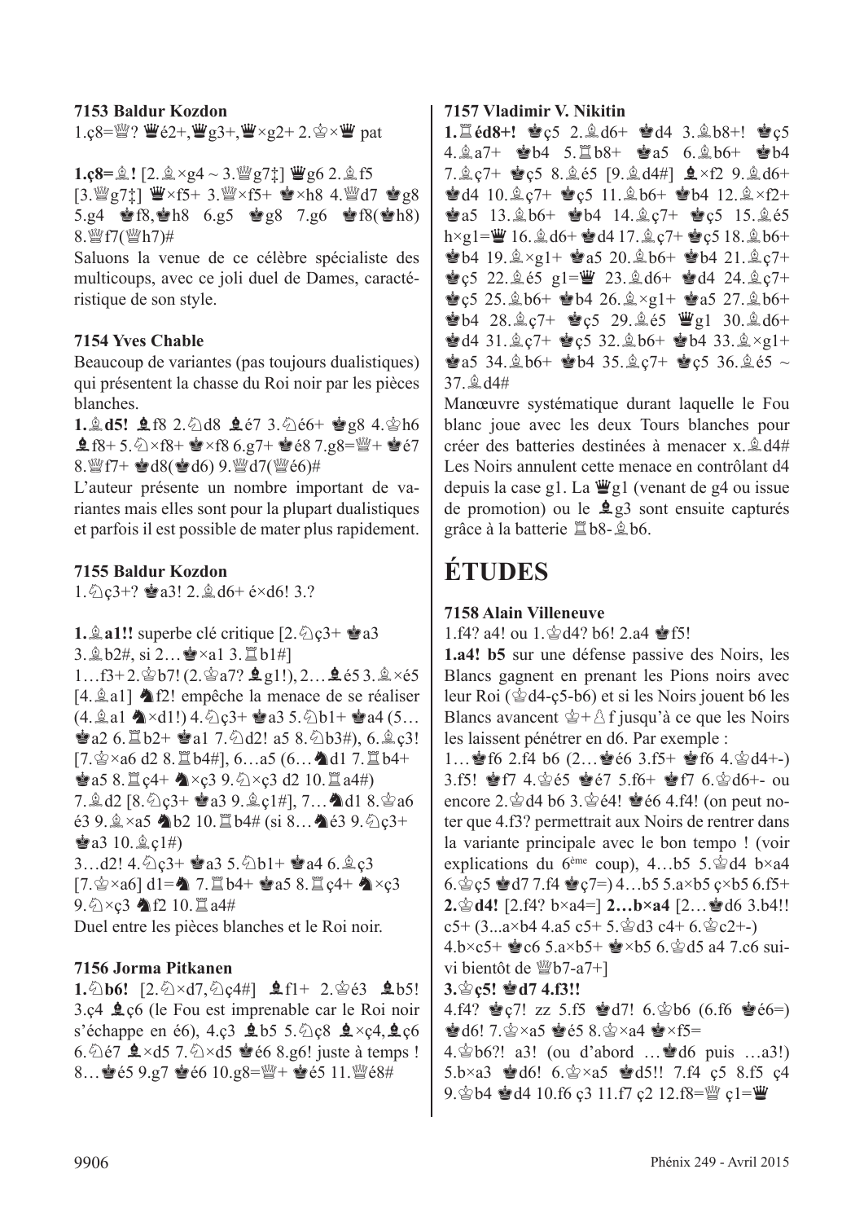**7153 Baldur Kozdon**
1.ç8=♕? ♛é2+,♛g3+,♛×g2+ 2.♔×♛ pat

**1.ç8=♗!** [2.♗×g4 ~ 3.♕g7‡] ♛g6 2.♗f5 [3.♕g7‡] ♛×f5+ 3.♕×f5+ ♚×h8 4.♕d7 ♚g8 5.g4 ♚f8,♚h8 6.g5 ♚g8 7.g6 ♚f8(♚h8) 8.♕f7(♕h7)#

Saluons la venue de ce célèbre spécialiste des multicoups, avec ce joli duel de Dames, caractéristique de son style.

**7154 Yves Chable**
Beaucoup de variantes (pas toujours dualistiques) qui présentent la chasse du Roi noir par les pièces blanches.

**1.♗d5!** ♝f8 2.♘d8 ♝é7 3.♘é6+ ♚g8 4.♔h6 ♝f8+ 5.♘×f8+ ♚×f8 6.g7+ ♚é8 7.g8=♕+ ♚é7 8.♕f7+ ♚d8(♚d6) 9.♕d7(♕é6)#

L'auteur présente un nombre important de variantes mais elles sont pour la plupart dualistiques et parfois il est possible de mater plus rapidement.

**7155 Baldur Kozdon**
1.♘ç3+? ♚a3! 2.♗d6+ é×d6! 3.?

**1.♗a1!!** superbe clé critique [2.♘ç3+ ♚a3 3.♗b2#, si 2…♚×a1 3.♖b1#]
1…f3+ 2.♔b7! (2.♔a7? ♝g1!), 2…♝é5 3.♗×é5 [4.♗a1] ♞f2! empêche la menace de se réaliser (4.♗a1 ♞×d1!) 4.♘ç3+ ♚a3 5.♘b1+ ♚a4 (5…♚a2 6.♖b2+ ♚a1 7.♘d2! a5 8.♘b3#), 6.♗ç3! [7.♔×a6 d2 8.♖b4#], 6…a5 (6…♞d1 7.♖b4+ ♚a5 8.♖ç4+ ♞×ç3 9.♘×ç3 d2 10.♖a4#) 7.♗d2 [8.♘ç3+ ♚a3 9.♗ç1#], 7…♞d1 8.♔a6 é3 9.♗×a5 ♞b2 10.♖b4# (si 8…♞é3 9.♘ç3+ ♚a3 10.♗ç1#)
3…d2! 4.♘ç3+ ♚a3 5.♘b1+ ♚a4 6.♗ç3 [7.♔×a6] d1=♞ 7.♖b4+ ♚a5 8.♖ç4+ ♞×ç3 9.♘×ç3 ♞f2 10.♖a4#

Duel entre les pièces blanches et le Roi noir.

**7156 Jorma Pitkanen**
**1.♘b6!** [2.♘×d7,♘ç4#] ♝f1+ 2.♔é3 ♝b5! 3.ç4 ♝ç6 (le Fou est imprenable car le Roi noir s'échappe en é6), 4.ç3 ♝b5 5.♘ç8 ♝×ç4,♝ç6 6.♘é7 ♝×d5 7.♘×d5 ♚é6 8.g6! juste à temps ! 8…♚é5 9.g7 ♚é6 10.g8=♕+ ♚é5 11.♕é8#

**7157 Vladimir V. Nikitin**
**1.♖éd8+!** ♚ç5 2.♗d6+ ♚d4 3.♗b8+! ♚ç5 4.♗a7+ ♚b4 5.♖b8+ ♚a5 6.♗b6+ ♚b4 7.♗ç7+ ♚ç5 8.♗é5 [9.♗d4#] ♝×f2 9.♗d6+ ♚d4 10.♗ç7+ ♚ç5 11.♗b6+ ♚b4 12.♗×f2+ ♚a5 13.♗b6+ ♚b4 14.♗ç7+ ♚ç5 15.♗é5 h×g1=♛ 16.♗d6+ ♚d4 17.♗ç7+ ♚ç5 18.♗b6+ ♚b4 19.♗×g1+ ♚a5 20.♗b6+ ♚b4 21.♗ç7+ ♚ç5 22.♗é5 g1=♛ 23.♗d6+ ♚d4 24.♗ç7+ ♚ç5 25.♗b6+ ♚b4 26.♗×g1+ ♚a5 27.♗b6+ ♚b4 28.♗ç7+ ♚ç5 29.♗é5 ♛g1 30.♗d6+ ♚d4 31.♗ç7+ ♚ç5 32.♗b6+ ♚b4 33.♗×g1+ ♚a5 34.♗b6+ ♚b4 35.♗ç7+ ♚ç5 36.♗é5 ~ 37.♗d4#

Manœuvre systématique durant laquelle le Fou blanc joue avec les deux Tours blanches pour créer des batteries destinées à menacer x.♗d4# Les Noirs annulent cette menace en contrôlant d4 depuis la case g1. La ♛g1 (venant de g4 ou issue de promotion) ou le ♝g3 sont ensuite capturés grâce à la batterie ♖b8-♗b6.

# ÉTUDES

**7158 Alain Villeneuve**
1.f4? a4! ou 1.♔d4? b6! 2.a4 ♚f5!

**1.a4! b5** sur une défense passive des Noirs, les Blancs gagnent en prenant les Pions noirs avec leur Roi (♔d4-ç5-b6) et si les Noirs jouent b6 les Blancs avancent ♔+♙f jusqu'à ce que les Noirs les laissent pénétrer en d6. Par exemple :
1…♚f6 2.f4 b6 (2…♚é6 3.f5+ ♚f6 4.♔d4+-) 3.f5! ♚f7 4.♔é5 ♚é7 5.f6+ ♚f7 6.♔d6+- ou encore 2.♔d4 b6 3.♔é4! ♚é6 4.f4! (on peut noter que 4.f3? permettrait aux Noirs de rentrer dans la variante principale avec le bon tempo ! (voir explications du 6ème coup), 4…b5 5.♔d4 b×a4 6.♔ç5 ♚d7 7.f4 ♚ç7=) 4…b5 5.a×b5 ç×b5 6.f5+
**2.♔d4!** [2.f4? b×a4=] **2…b×a4** [2…♚d6 3.b4!! c5+ (3...a×b4 4.a5 c5+ 5.♔d3 c4+ 6.♔c2+-) 4.b×c5+ ♚c6 5.a×b5+ ♚×b5 6.♔d5 a4 7.c6 suivi bientôt de ♕b7-a7+]
**3.♔ç5! ♚d7 4.f3!!**
4.f4? ♚ç7! zz 5.f5 ♚d7! 6.♔b6 (6.f6 ♚é6=) ♚d6! 7.♔×a5 ♚é5 8.♔×a4 ♚×f5=
4.♔b6?! a3! (ou d'abord …♚d6 puis …a3!) 5.b×a3 ♚d6! 6.♔×a5 ♚d5!! 7.f4 ç5 8.f5 ç4 9.♔b4 ♚d4 10.f6 ç3 11.f7 ç2 12.f8=♕ ç1=♛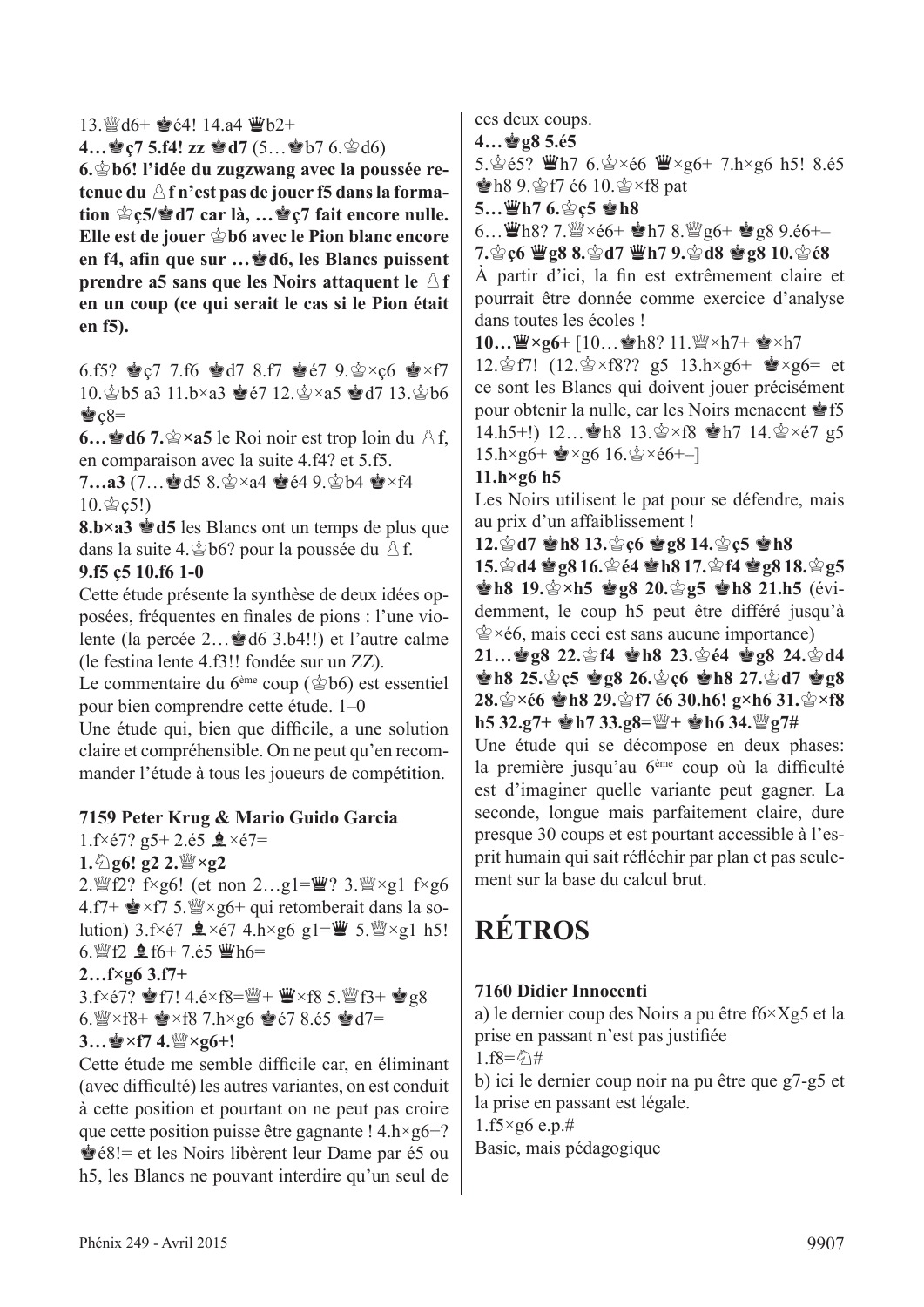13.♕d6+ ♚é4! 14.a4 ♛b2+

**4…♚ç7 5.f4! zz ♚d7** (5…♚b7 6.♔d6)

**6.♔b6! l'idée du zugzwang avec la poussée retenue du ♙f n'est pas de jouer f5 dans la formation ♔ç5/♚d7 car là, …♚ç7 fait encore nulle. Elle est de jouer ♔b6 avec le Pion blanc encore en f4, afin que sur …♚d6, les Blancs puissent prendre a5 sans que les Noirs attaquent le ♙f en un coup (ce qui serait le cas si le Pion était en f5).**

6.f5? ♚ç7 7.f6 ♚d7 8.f7 ♚é7 9.♔×ç6 ♚×f7 10.♔b5 a3 11.b×a3 ♚é7 12.♔×a5 ♚d7 13.♔b6 ♚ç8=

**6…♚d6 7.♔×a5** le Roi noir est trop loin du ♙f, en comparaison avec la suite 4.f4? et 5.f5.

**7…a3** (7…♚d5 8.♔×a4 ♚é4 9.♔b4 ♚×f4 10.♔ç5!)

**8.b×a3 ♚d5** les Blancs ont un temps de plus que dans la suite 4.♔b6? pour la poussée du ♙f.

**9.f5 ç5 10.f6 1-0**

Cette étude présente la synthèse de deux idées opposées, fréquentes en finales de pions : l'une violente (la percée 2…♚d6 3.b4!!) et l'autre calme (le festina lente 4.f3!! fondée sur un ZZ).

Le commentaire du 6ème coup (♔b6) est essentiel pour bien comprendre cette étude. 1–0

Une étude qui, bien que difficile, a une solution claire et compréhensible. On ne peut qu'en recommander l'étude à tous les joueurs de compétition.

**7159 Peter Krug & Mario Guido Garcia**

1.f×é7? g5+ 2.é5 ♝×é7=

**1.♘g6! g2 2.♕×g2**

2.♕f2? f×g6! (et non 2…g1=♛? 3.♕×g1 f×g6 4.f7+ ♚×f7 5.♕×g6+ qui retomberait dans la solution) 3.f×é7 ♝×é7 4.h×g6 g1=♛ 5.♕×g1 h5! 6.♕f2 ♝f6+ 7.é5 ♛h6=

**2…f×g6 3.f7+**

3.f×é7? ♚f7! 4.é×f8=♕+ ♛×f8 5.♕f3+ ♚g8 6.♕×f8+ ♚×f8 7.h×g6 ♚é7 8.é5 ♚d7=

**3…♚×f7 4.♕×g6+!**

Cette étude me semble difficile car, en éliminant (avec difficulté) les autres variantes, on est conduit à cette position et pourtant on ne peut pas croire que cette position puisse être gagnante ! 4.h×g6+? ♚é8!= et les Noirs libèrent leur Dame par é5 ou h5, les Blancs ne pouvant interdire qu'un seul de ces deux coups.

**4…♚g8 5.é5**

5.♔é5? ♛h7 6.♔×é6 ♛×g6+ 7.h×g6 h5! 8.é5 ♚h8 9.♔f7 é6 10.♔×f8 pat

**5…♛h7 6.♔ç5 ♚h8**

6…♛h8? 7.♕×é6+ ♚h7 8.♕g6+ ♚g8 9.é6+–

**7.♔ç6 ♛g8 8.♔d7 ♛h7 9.♔d8 ♚g8 10.♔é8**

À partir d'ici, la fin est extrêmement claire et pourrait être donnée comme exercice d'analyse dans toutes les écoles !

**10…♛×g6+** [10…♚h8? 11.♕×h7+ ♚×h7 12.♔f7! (12.♔×f8?? g5 13.h×g6+ ♚×g6= et ce sont les Blancs qui doivent jouer précisément pour obtenir la nulle, car les Noirs menacent ♚f5 14.h5+!) 12…♚h8 13.♔×f8 ♚h7 14.♔×é7 g5 15.h×g6+ ♚×g6 16.♔×é6+–]

**11.h×g6 h5**

Les Noirs utilisent le pat pour se défendre, mais au prix d'un affaiblissement !

**12.♔d7 ♚h8 13.♔ç6 ♚g8 14.♔ç5 ♚h8 15.♔d4 ♚g8 16.♔é4 ♚h8 17.♔f4 ♚g8 18.♔g5 ♚h8 19.♔×h5 ♚g8 20.♔g5 ♚h8 21.h5** (évidemment, le coup h5 peut être différé jusqu'à ♔×é6, mais ceci est sans aucune importance)

**21…♚g8 22.♔f4 ♚h8 23.♔é4 ♚g8 24.♔d4 ♚h8 25.♔ç5 ♚g8 26.♔ç6 ♚h8 27.♔d7 ♚g8 28.♔×é6 ♚h8 29.♔f7 é6 30.h6! g×h6 31.♔×f8 h5 32.g7+ ♚h7 33.g8=♕+ ♚h6 34.♕g7#**

Une étude qui se décompose en deux phases: la première jusqu'au 6ème coup où la difficulté est d'imaginer quelle variante peut gagner. La seconde, longue mais parfaitement claire, dure presque 30 coups et est pourtant accessible à l'esprit humain qui sait réfléchir par plan et pas seulement sur la base du calcul brut.

# RÉTROS

**7160 Didier Innocenti**

a) le dernier coup des Noirs a pu être f6×Xg5 et la prise en passant n'est pas justifiée

1.f8=♘#

b) ici le dernier coup noir na pu être que g7-g5 et la prise en passant est légale.

1.f5×g6 e.p.#

Basic, mais pédagogique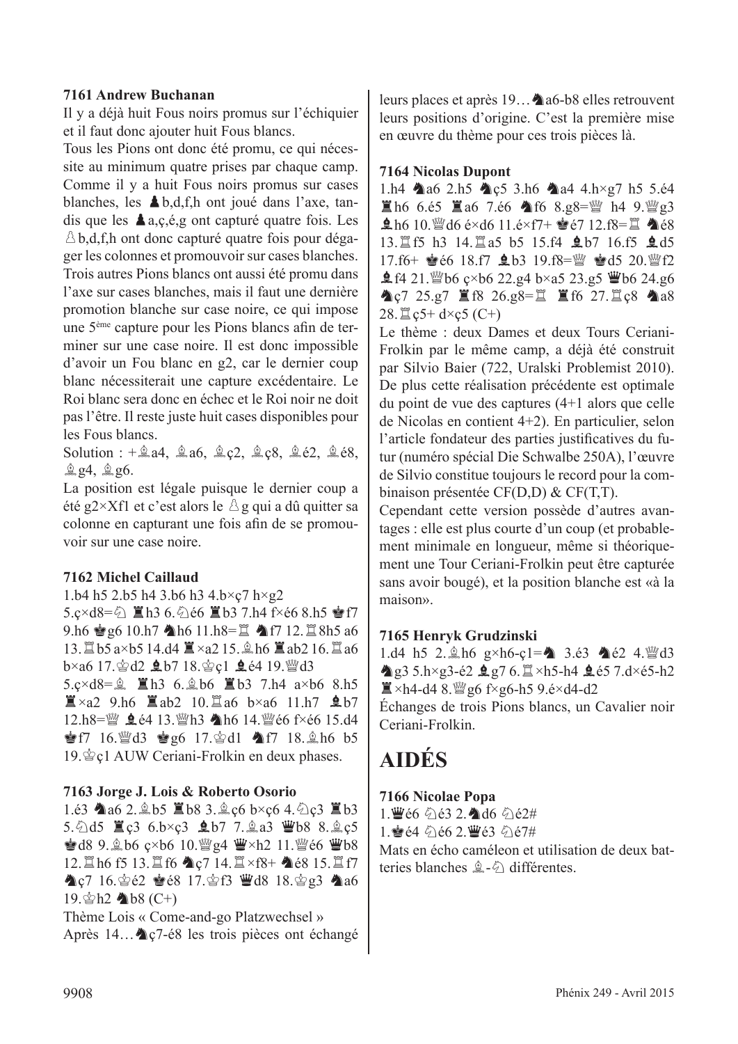### 7161 Andrew Buchanan

Il y a déjà huit Fous noirs promus sur l'échiquier et il faut donc ajouter huit Fous blancs.

Tous les Pions ont donc été promu, ce qui nécessite au minimum quatre prises par chaque camp. Comme il y a huit Fous noirs promus sur cases blanches, les ♟b,d,f,h ont joué dans l'axe, tandis que les ♟a,ç,é,g ont capturé quatre fois. Les ♙b,d,f,h ont donc capturé quatre fois pour dégager les colonnes et promouvoir sur cases blanches. Trois autres Pions blancs ont aussi été promu dans l'axe sur cases blanches, mais il faut une dernière promotion blanche sur case noire, ce qui impose une 5ème capture pour les Pions blancs afin de terminer sur une case noire. Il est donc impossible d'avoir un Fou blanc en g2, car le dernier coup blanc nécessiterait une capture excédentaire. Le Roi blanc sera donc en échec et le Roi noir ne doit pas l'être. Il reste juste huit cases disponibles pour les Fous blancs.

Solution : +♗a4, ♗a6, ♗ç2, ♗ç8, ♗é2, ♗é8, ♗g4, ♗g6.

La position est légale puisque le dernier coup a été g2×Xf1 et c'est alors le ♙g qui a dû quitter sa colonne en capturant une fois afin de se promouvoir sur une case noire.

### 7162 Michel Caillaud

1.b4 h5 2.b5 h4 3.b6 h3 4.b×ç7 h×g2
5.ç×d8=♘ ♜h3 6.♘é6 ♜b3 7.h4 f×é6 8.h5 ♚f7 9.h6 ♚g6 10.h7 ♞h6 11.h8=♖ ♞f7 12.♖8h5 a6 13.♖b5 a×b5 14.d4 ♜×a2 15.♗h6 ♜ab2 16.♖a6 b×a6 17.♔d2 ♝b7 18.♔ç1 ♝é4 19.♕d3
5.ç×d8=♗ ♜h3 6.♗b6 ♜b3 7.h4 a×b6 8.h5 ♜×a2 9.h6 ♜ab2 10.♖a6 b×a6 11.h7 ♝b7 12.h8=♕ ♝é4 13.♕h3 ♞h6 14.♕é6 f×é6 15.d4 ♚f7 16.♕d3 ♚g6 17.♔d1 ♞f7 18.♗h6 b5 19.♔ç1 AUW Ceriani-Frolkin en deux phases.

### 7163 Jorge J. Lois & Roberto Osorio

1.é3 ♞a6 2.♗b5 ♜b8 3.♗ç6 b×ç6 4.♘ç3 ♜b3 5.♘d5 ♜ç3 6.b×ç3 ♝b7 7.♗a3 ♛b8 8.♗ç5 ♚d8 9.♗b6 ç×b6 10.♕g4 ♛×h2 11.♕é6 ♛b8 12.♖h6 f5 13.♖f6 ♞ç7 14.♖×f8+ ♞é8 15.♖f7 ♞ç7 16.♔é2 ♚é8 17.♔f3 ♛d8 18.♔g3 ♞a6 19.♔h2 ♞b8 (C+)

Thème Lois « Come-and-go Platzwechsel »

Après 14…♞ç7-é8 les trois pièces ont échangé leurs places et après 19…♞a6-b8 elles retrouvent leurs positions d'origine. C'est la première mise en œuvre du thème pour ces trois pièces là.

### 7164 Nicolas Dupont

1.h4 ♞a6 2.h5 ♞ç5 3.h6 ♞a4 4.h×g7 h5 5.é4 ♜h6 6.é5 ♜a6 7.é6 ♞f6 8.g8=♕ h4 9.♕g3 ♝h6 10.♕d6 é×d6 11.é×f7+ ♚é7 12.f8=♖ ♞é8 13.♖f5 h3 14.♖a5 b5 15.f4 ♝b7 16.f5 ♝d5 17.f6+ ♚é6 18.f7 ♝b3 19.f8=♕ ♚d5 20.♕f2 ♝f4 21.♕b6 ç×b6 22.g4 b×a5 23.g5 ♛b6 24.g6 ♞ç7 25.g7 ♜f8 26.g8=♖ ♜f6 27.♖ç8 ♞a8 28.♖ç5+ d×ç5 (C+)

Le thème : deux Dames et deux Tours Ceriani-Frolkin par le même camp, a déjà été construit par Silvio Baier (722, Uralski Problemist 2010). De plus cette réalisation précédente est optimale du point de vue des captures (4+1 alors que celle de Nicolas en contient 4+2). En particulier, selon l'article fondateur des parties justificatives du futur (numéro spécial Die Schwalbe 250A), l'œuvre de Silvio constitue toujours le record pour la combinaison présentée CF(D,D) & CF(T,T).

Cependant cette version possède d'autres avantages : elle est plus courte d'un coup (et probablement minimale en longueur, même si théoriquement une Tour Ceriani-Frolkin peut être capturée sans avoir bougé), et la position blanche est «à la maison».

### 7165 Henryk Grudzinski

1.d4 h5 2.♗h6 g×h6-ç1=♞ 3.é3 ♞é2 4.♕d3 ♞g3 5.h×g3-é2 ♝g7 6.♖×h5-h4 ♝é5 7.d×é5-h2 ♜×h4-d4 8.♕g6 f×g6-h5 9.é×d4-d2

Échanges de trois Pions blancs, un Cavalier noir Ceriani-Frolkin.

# AIDÉS

### 7166 Nicolae Popa

1.♛é6 ♘é3 2.♞d6 ♘é2#
1.♚é4 ♘é6 2.♛é3 ♘é7#

Mats en écho caméleon et utilisation de deux batteries blanches ♗-♘ différentes.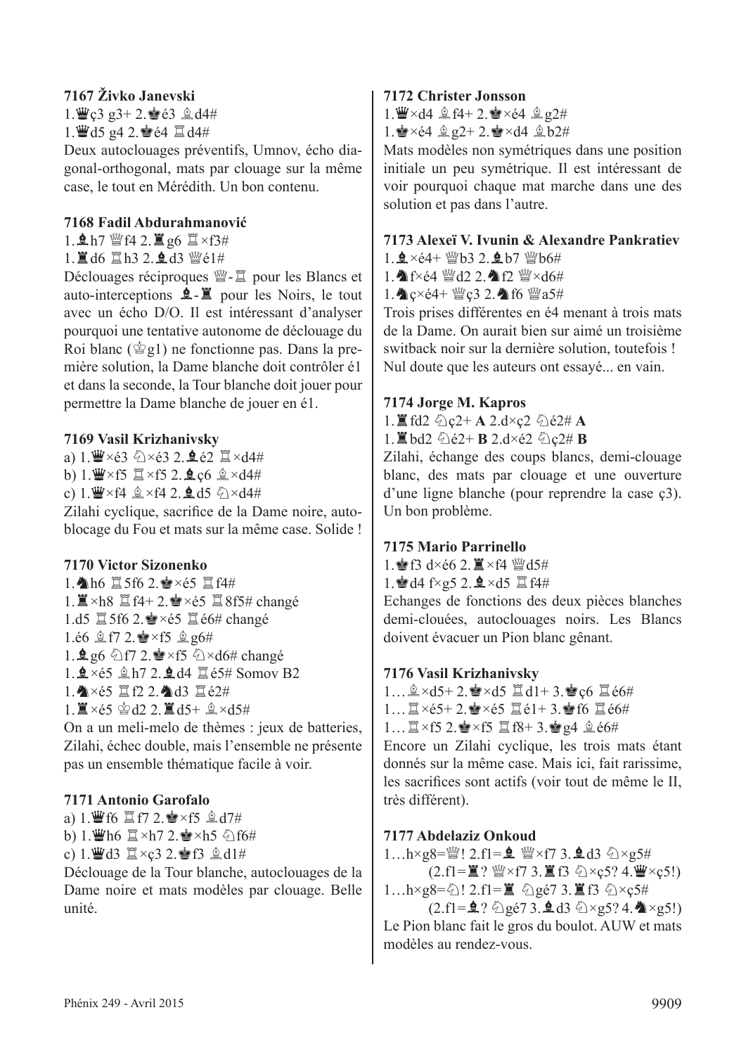**7167 Živko Janevski**

1.♛ç3 g3+ 2.♚é3 ♗d4#
1.♛d5 g4 2.♚é4 ♖d4#

Deux autoclouages préventifs, Umnov, écho diagonal-orthogonal, mats par clouage sur la même case, le tout en Mérédith. Un bon contenu.

**7168 Fadil Abdurahmanović**

1.♝h7 ♕f4 2.♜g6 ♖×f3#
1.♜d6 ♖h3 2.♝d3 ♕é1#

Déclouages réciproques ♕-♖ pour les Blancs et auto-interceptions ♝-♜ pour les Noirs, le tout avec un écho D/O. Il est intéressant d'analyser pourquoi une tentative autonome de déclouage du Roi blanc (♔g1) ne fonctionne pas. Dans la première solution, la Dame blanche doit contrôler é1 et dans la seconde, la Tour blanche doit jouer pour permettre la Dame blanche de jouer en é1.

**7169 Vasil Krizhanivsky**

a) 1.♛×é3 ♘×é3 2.♝é2 ♖×d4#
b) 1.♛×f5 ♖×f5 2.♝ç6 ♗×d4#
c) 1.♛×f4 ♗×f4 2.♝d5 ♘×d4#

Zilahi cyclique, sacrifice de la Dame noire, autoblocage du Fou et mats sur la même case. Solide !

**7170 Victor Sizonenko**

1.♞h6 ♖5f6 2.♚×é5 ♖f4#
1.♜×h8 ♖f4+ 2.♚×é5 ♖8f5# changé
1.d5 ♖5f6 2.♚×é5 ♖é6# changé
1.é6 ♗f7 2.♚×f5 ♗g6#
1.♝g6 ♘f7 2.♚×f5 ♘×d6# changé
1.♝×é5 ♗h7 2.♝d4 ♖é5# Somov B2
1.♞×é5 ♖f2 2.♞d3 ♖é2#
1.♜×é5 ♔d2 2.♜d5+ ♗×d5#

On a un meli-melo de thèmes : jeux de batteries, Zilahi, échec double, mais l'ensemble ne présente pas un ensemble thématique facile à voir.

**7171 Antonio Garofalo**

a) 1.♛f6 ♖f7 2.♚×f5 ♗d7#
b) 1.♛h6 ♖×h7 2.♚×h5 ♘f6#
c) 1.♛d3 ♖×ç3 2.♚f3 ♗d1#

Déclouage de la Tour blanche, autoclouages de la Dame noire et mats modèles par clouage. Belle unité.

**7172 Christer Jonsson**

1.♛×d4 ♗f4+ 2.♚×é4 ♗g2#
1.♚×é4 ♗g2+ 2.♚×d4 ♗b2#

Mats modèles non symétriques dans une position initiale un peu symétrique. Il est intéressant de voir pourquoi chaque mat marche dans une des solution et pas dans l'autre.

**7173 Alexeï V. Ivunin & Alexandre Pankratiev**

1.♝×é4+ ♕b3 2.♝b7 ♕b6#
1.♞f×é4 ♕d2 2.♞f2 ♕×d6#
1.♞ç×é4+ ♕ç3 2.♞f6 ♕a5#

Trois prises différentes en é4 menant à trois mats de la Dame. On aurait bien sur aimé un troisième switback noir sur la dernière solution, toutefois ! Nul doute que les auteurs ont essayé... en vain.

**7174 Jorge M. Kapros**

1.♜fd2 ♘ç2+ **A** 2.d×ç2 ♘é2# **A**
1.♜bd2 ♘é2+ **B** 2.d×é2 ♘ç2# **B**

Zilahi, échange des coups blancs, demi-clouage blanc, des mats par clouage et une ouverture d'une ligne blanche (pour reprendre la case ç3). Un bon problème.

**7175 Mario Parrinello**

1.♚f3 d×é6 2.♜×f4 ♕d5#
1.♚d4 f×g5 2.♝×d5 ♖f4#

Echanges de fonctions des deux pièces blanches demi-clouées, autoclouages noirs. Les Blancs doivent évacuer un Pion blanc gênant.

**7176 Vasil Krizhanivsky**

1…♗×d5+ 2.♚×d5 ♖d1+ 3.♚ç6 ♖é6#
1…♖×é5+ 2.♚×é5 ♖é1+ 3.♚f6 ♖é6#
1…♖×f5 2.♚×f5 ♖f8+ 3.♚g4 ♗é6#

Encore un Zilahi cyclique, les trois mats étant donnés sur la même case. Mais ici, fait rarissime, les sacrifices sont actifs (voir tout de même le II, très différent).

**7177 Abdelaziz Onkoud**

1…h×g8=♕! 2.f1=♝ ♕×f7 3.♝d3 ♘×g5#
(2.f1=♜? ♕×f7 3.♜f3 ♘×ç5? 4.♛×ç5!)
1…h×g8=♘! 2.f1=♜ ♘gé7 3.♜f3 ♘×ç5#
(2.f1=♝? ♘gé7 3.♝d3 ♘×g5? 4.♞×g5!)

Le Pion blanc fait le gros du boulot. AUW et mats modèles au rendez-vous.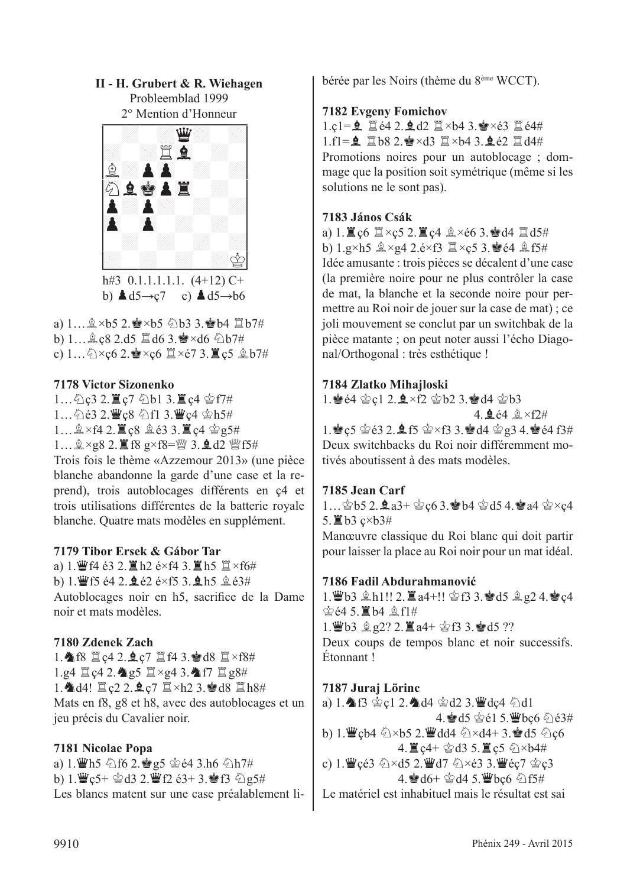**II - H. Grubert & R. Wiehagen**
Probleemblad 1999
2° Mention d'Honneur

h#3 0.1.1.1.1.1. (4+12) C+
b) ♟d5→ç7 c) ♟d5→b6

a) 1…♗×b5 2.♚×b5 ♘b3 3.♚b4 ♖b7#
b) 1…♗ç8 2.d5 ♖d6 3.♚×d6 ♘b7#
c) 1…♘×ç6 2.♚×ç6 ♖×é7 3.♜ç5 ♗b7#

**7178 Victor Sizonenko**

1…♘ç3 2.♜ç7 ♘b1 3.♜ç4 ♔f7#
1…♘é3 2.♛ç8 ♘f1 3.♛ç4 ♔h5#
1…♗×f4 2.♜ç8 ♗é3 3.♜ç4 ♔g5#
1…♗×g8 2.♜f8 g×f8=♕ 3.♝d2 ♕f5#

Trois fois le thème «Azzemour 2013» (une pièce blanche abandonne la garde d'une case et la reprend), trois autoblocages différents en ç4 et trois utilisations différentes de la batterie royale blanche. Quatre mats modèles en supplément.

**7179 Tibor Ersek & Gábor Tar**

a) 1.♛f4 é3 2.♜h2 é×f4 3.♜h5 ♖×f6#
b) 1.♛f5 é4 2.♝é2 é×f5 3.♝h5 ♗é3#

Autoblocages noir en h5, sacrifice de la Dame noir et mats modèles.

**7180 Zdenek Zach**

1.♞f8 ♖ç4 2.♝ç7 ♖f4 3.♚d8 ♖×f8#
1.g4 ♖ç4 2.♞g5 ♖×g4 3.♞f7 ♖g8#
1.♞d4! ♖ç2 2.♝ç7 ♖×h2 3.♚d8 ♖h8#

Mats en f8, g8 et h8, avec des autoblocages et un jeu précis du Cavalier noir.

**7181 Nicolae Popa**

a) 1.♛h5 ♘f6 2.♚g5 ♔é4 3.h6 ♘h7#
b) 1.♛ç5+ ♔d3 2.♛f2 é3+ 3.♚f3 ♘g5#

Les blancs matent sur une case préalablement libérée par les Noirs (thème du 8ème WCCT).

**7182 Evgeny Fomichov**

1.ç1=♝ ♖é4 2.♝d2 ♖×b4 3.♚×é3 ♖é4#
1.f1=♝ ♖b8 2.♚×d3 ♖×b4 3.♝é2 ♖d4#

Promotions noires pour un autoblocage ; dommage que la position soit symétrique (même si les solutions ne le sont pas).

**7183 János Csák**

a) 1.♜ç6 ♖×ç5 2.♜ç4 ♗×é6 3.♚d4 ♖d5#
b) 1.g×h5 ♗×g4 2.é×f3 ♖×ç5 3.♚é4 ♗f5#

Idée amusante : trois pièces se décalent d'une case (la première noire pour ne plus contrôler la case de mat, la blanche et la seconde noire pour permettre au Roi noir de jouer sur la case de mat) ; ce joli mouvement se conclut par un switchbak de la pièce matante ; on peut noter aussi l'écho Diagonal/Orthogonal : très esthétique !

**7184 Zlatko Mihajloski**

1.♚é4 ♔ç1 2.♝×f2 ♔b2 3.♚d4 ♔b3 4.♝é4 ♗×f2#
1.♚ç5 ♔é3 2.♝f5 ♔×f3 3.♚d4 ♔g3 4.♚é4 f3#

Deux switchbacks du Roi noir différemment motivés aboutissent à des mats modèles.

**7185 Jean Carf**

1…♔b5 2.♝a3+ ♔ç6 3.♚b4 ♔d5 4.♚a4 ♔×ç4 5.♜b3 ç×b3#

Manœuvre classique du Roi blanc qui doit partir pour laisser la place au Roi noir pour un mat idéal.

**7186 Fadil Abdurahmanović**

1.♛b3 ♗h1!! 2.♜a4+!! ♔f3 3.♚d5 ♗g2 4.♚ç4 ♔é4 5.♜b4 ♗f1#
1.♛b3 ♗g2? 2.♜a4+ ♔f3 3.♚d5 ??

Deux coups de tempos blanc et noir successifs. Étonnant !

**7187 Juraj Lörinc**

a) 1.♞f3 ♔ç1 2.♞d4 ♔d2 3.♛dç4 ♘d1 4.♚d5 ♔é1 5.♛bç6 ♘é3#
b) 1.♛çb4 ♘×b5 2.♛dd4 ♘×d4+ 3.♚d5 ♘ç6 4.♜ç4+ ♔d3 5.♜ç5 ♘×b4#
c) 1.♛çé3 ♘×d5 2.♛d7 ♘×é3 3.♛éç7 ♔ç3 4.♚d6+ ♔d4 5.♛bç6 ♘f5#

Le matériel est inhabituel mais le résultat est sai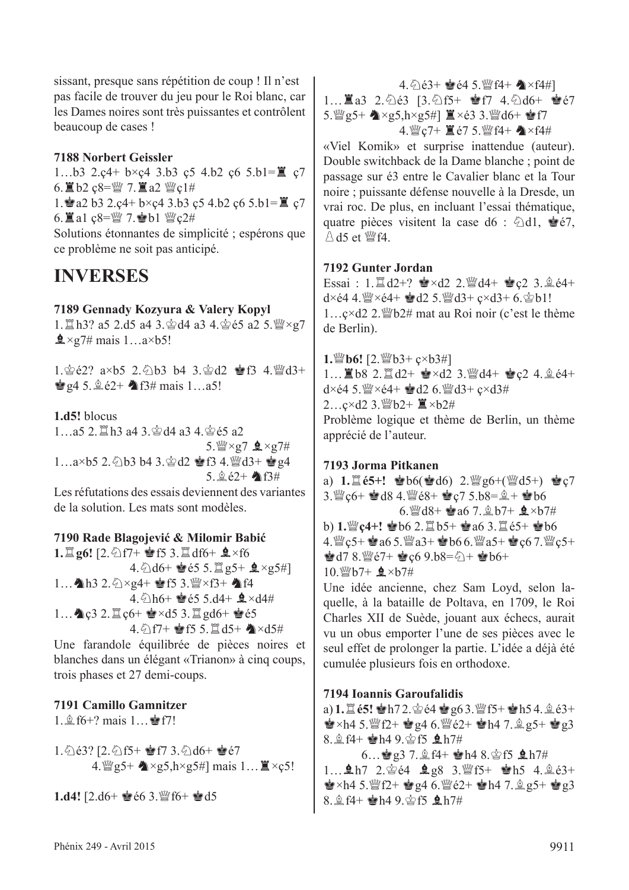sissant, presque sans répétition de coup ! Il n'est pas facile de trouver du jeu pour le Roi blanc, car les Dames noires sont très puissantes et contrôlent beaucoup de cases !

### 7188 Norbert Geissler

1…b3 2.ç4+ b×ç4 3.b3 ç5 4.b2 ç6 5.b1=♜ ç7 6.♜b2 ç8=♛ 7.♜a2 ♛ç1#

1.♚a2 b3 2.ç4+ b×ç4 3.b3 ç5 4.b2 ç6 5.b1=♜ ç7 6.♜a1 ç8=♛ 7.♚b1 ♛ç2#

Solutions étonnantes de simplicité ; espérons que ce problème ne soit pas anticipé.

## INVERSES

### 7189 Gennady Kozyura & Valery Kopyl

1.♖h3? a5 2.d5 a4 3.♔d4 a3 4.♔é5 a2 5.♕×g7 ♝×g7# mais 1…a×b5!

1.♔é2? a×b5 2.♘b3 b4 3.♔d2 ♚f3 4.♕d3+ ♚g4 5.♗é2+ ♞f3# mais 1…a5!

**1.d5!** blocus

1…a5 2.♖h3 a4 3.♔d4 a3 4.♔é5 a2 5.♕×g7 ♝×g7#

1…a×b5 2.♘b3 b4 3.♔d2 ♚f3 4.♕d3+ ♚g4 5.♗é2+ ♞f3#

Les réfutations des essais deviennent des variantes de la solution. Les mats sont modèles.

### 7190 Rade Blagojević & Milomir Babić

**1.♖g6!** [2.♘f7+ ♚f5 3.♖df6+ ♝×f6 4.♘d6+ ♚é5 5.♖g5+ ♝×g5#]

1…♞h3 2.♘×g4+ ♚f5 3.♕×f3+ ♞f4 4.♘h6+ ♚é5 5.d4+ ♝×d4#

1…♞ç3 2.♖ç6+ ♚×d5 3.♖gd6+ ♚é5 4.♘f7+ ♚f5 5.♖d5+ ♞×d5#

Une farandole équilibrée de pièces noires et blanches dans un élégant «Trianon» à cinq coups, trois phases et 27 demi-coups.

### 7191 Camillo Gamnitzer

1.♗f6+? mais 1…♚f7!

1.♘é3? [2.♘f5+ ♚f7 3.♘d6+ ♚é7 4.♕g5+ ♞×g5,h×g5#] mais 1…♜×ç5!

**1.d4!** [2.d6+ ♚é6 3.♕f6+ ♚d5 4.♘é3+ ♚é4 5.♕f4+ ♞×f4#]

1…♜a3 2.♘é3 [3.♘f5+ ♚f7 4.♘d6+ ♚é7 5.♕g5+ ♞×g5,h×g5#] ♜×é3 3.♕d6+ ♚f7 4.♕ç7+ ♜é7 5.♕f4+ ♞×f4#

«Viel Komik» et surprise inattendue (auteur). Double switchback de la Dame blanche ; point de passage sur é3 entre le Cavalier blanc et la Tour noire ; puissante défense nouvelle à la Dresde, un vrai roc. De plus, en incluant l'essai thématique, quatre pièces visitent la case d6 : ♘d1, ♚é7, ♙d5 et ♕f4.

### 7192 Gunter Jordan

Essai : 1.♖d2+? ♚×d2 2.♕d4+ ♚ç2 3.♗é4+ d×é4 4.♕×é4+ ♚d2 5.♕d3+ ç×d3+ 6.♔b1!

1…ç×d2 2.♕b2# mat au Roi noir (c'est le thème de Berlin).

**1.♕b6!** [2.♕b3+ ç×b3#]

1…♜b8 2.♖d2+ ♚×d2 3.♕d4+ ♚ç2 4.♗é4+ d×é4 5.♕×é4+ ♚d2 6.♕d3+ ç×d3#

2…ç×d2 3.♕b2+ ♜×b2#

Problème logique et thème de Berlin, un thème apprécié de l'auteur.

### 7193 Jorma Pitkanen

a) **1.♖é5+!** ♚b6(♚d6) 2.♕g6+(♕d5+) ♚ç7 3.♕ç6+ ♚d8 4.♕é8+ ♚ç7 5.b8=♗+ ♚b6 6.♕d8+ ♚a6 7.♗b7+ ♝×b7#

b) **1.♕ç4+!** ♚b6 2.♖b5+ ♚a6 3.♖é5+ ♚b6 4.♕ç5+ ♚a6 5.♕a3+ ♚b6 6.♕a5+ ♚ç6 7.♕ç5+ ♚d7 8.♕é7+ ♚ç6 9.b8=♘+ ♚b6+ 10.♕b7+ ♝×b7#

Une idée ancienne, chez Sam Loyd, selon laquelle, à la bataille de Poltava, en 1709, le Roi Charles XII de Suède, jouant aux échecs, aurait vu un obus emporter l'une de ses pièces avec le seul effet de prolonger la partie. L'idée a déjà été cumulée plusieurs fois en orthodoxe.

### 7194 Ioannis Garoufalidis

a) **1.♖é5!** ♚h7 2.♔é4 ♚g6 3.♕f5+ ♚h5 4.♗é3+ ♚×h4 5.♕f2+ ♚g4 6.♕é2+ ♚h4 7.♗g5+ ♚g3 8.♗f4+ ♚h4 9.♔f5 ♝h7#

6…♚g3 7.♗f4+ ♚h4 8.♔f5 ♝h7#

1…♝h7 2.♔é4 ♝g8 3.♕f5+ ♚h5 4.♗é3+ ♚×h4 5.♕f2+ ♚g4 6.♕é2+ ♚h4 7.♗g5+ ♚g3 8.♗f4+ ♚h4 9.♔f5 ♝h7#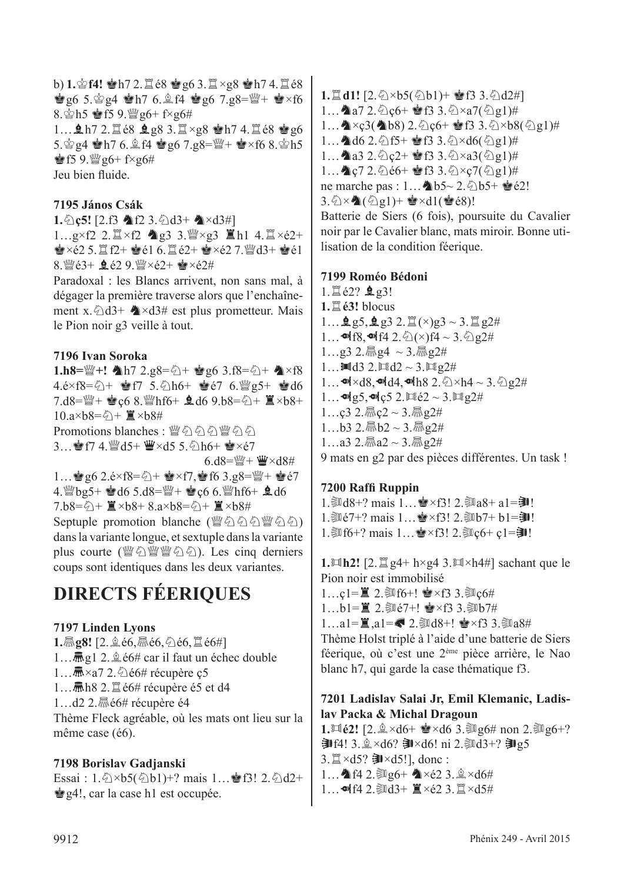b) **1.♔f4!** ♚h7 2.♖é8 ♚g6 3.♖×g8 ♚h7 4.♖é8 ♚g6 5.♔g4 ♚h7 6.♗f4 ♚g6 7.g8=♕+ ♚×f6 8.♔h5 ♚f5 9.♕g6+ f×g6#

1…♝h7 2.♖é8 ♝g8 3.♖×g8 ♚h7 4.♖é8 ♚g6 5.♔g4 ♚h7 6.♗f4 ♚g6 7.g8=♕+ ♚×f6 8.♔h5 ♚f5 9.♕g6+ f×g6#

Jeu bien fluide.

### 7195 János Csák

**1.♘ç5!** [2.f3 ♞f2 3.♘d3+ ♞×d3#]

1…g×f2 2.♖×f2 ♞g3 3.♕×g3 ♜h1 4.♖×é2+ ♚×é2 5.♖f2+ ♚é1 6.♖é2+ ♚×é2 7.♕d3+ ♚é1 8.♕é3+ ♝é2 9.♕×é2+ ♚×é2#

Paradoxal : les Blancs arrivent, non sans mal, à dégager la première traverse alors que l'enchaînement x.♘d3+ ♞×d3# est plus prometteur. Mais le Pion noir g3 veille à tout.

### 7196 Ivan Soroka

**1.h8=♕+!** ♞h7 2.g8=♘+ ♚g6 3.f8=♘+ ♞×f8 4.é×f8=♘+ ♚f7 5.♘h6+ ♚é7 6.♕g5+ ♚d6 7.d8=♕+ ♚ç6 8.♕hf6+ ♝d6 9.b8=♘+ ♜×b8+ 10.a×b8=♘+ ♜×b8#

Promotions blanches : ♕♘♘♘♕♘♘

3…♚f7 4.♕d5+ ♛×d5 5.♘h6+ ♚×é7 6.d8=♕+ ♛×d8#

1…♚g6 2.é×f8=♘+ ♚×f7,♚f6 3.g8=♕+ ♚é7 4.♕bg5+ ♚d6 5.d8=♕+ ♚ç6 6.♕hf6+ ♝d6 7.b8=♘+ ♜×b8+ 8.a×b8=♘+ ♜×b8#

Septuple promotion blanche (♕♘♘♘♕♘♘) dans la variante longue, et sextuple dans la variante plus courte (♕♘♕♕♘♘). Les cinq derniers coups sont identiques dans les deux variantes.

# DIRECTS FÉERIQUES

### 7197 Linden Lyons

**1.♗g8!** [2.♗é6,♗é6,♘é6,♖é6#]

1…♝g1 2.♗é6# car il faut un échec double

1…♝×a7 2.♘é6# récupère ç5

1…♝h8 2.♖é6# récupère é5 et d4

1…d2 2.♗é6# récupère é4

Thème Fleck agréable, où les mats ont lieu sur la même case (é6).

### 7198 Borislav Gadjanski

Essai : 1.♘×b5(♘b1)+? mais 1…♚f3! 2.♘d2+ ♚g4!, car la case h1 est occupée.

**1.♖d1!** [2.♘×b5(♘b1)+ ♚f3 3.♘d2#]

1…♞a7 2.♘ç6+ ♚f3 3.♘×a7(♘g1)#

1…♞×ç3(♞b8) 2.♘ç6+ ♚f3 3.♘×b8(♘g1)#

1…♞d6 2.♘f5+ ♚f3 3.♘×d6(♘g1)#

1…♞a3 2.♘ç2+ ♚f3 3.♘×a3(♘g1)#

1…♞ç7 2.♘é6+ ♚f3 3.♘×ç7(♘g1)#

ne marche pas : 1…♞b5~ 2.♘b5+ ♚é2! 3.♘×♞(♘g1)+ ♚×d1(♚é8)!

Batterie de Siers (6 fois), poursuite du Cavalier noir par le Cavalier blanc, mats miroir. Bonne utilisation de la condition féerique.

### 7199 Roméo Bédoni

1.♖é2? ♝g3!

**1.♖é3!** blocus

1…♝g5,♝g3 2.♖(×)g3 ~ 3.♖g2#

1…♞f8,♞f4 2.♘(×)f4 ~ 3.♘g2#

1…g3 2.♗g4 ~ 3.♗g2#

1…♜d3 2.♖d2 ~ 3.♖g2#

1…♞×d8,♞d4,♞h8 2.♘×h4 ~ 3.♘g2#

1…♞g5,♞ç5 2.♖é2 ~ 3.♖g2#

1…ç3 2.♗ç2 ~ 3.♗g2#

1…b3 2.♗b2 ~ 3.♗g2#

1…a3 2.♗a2 ~ 3.♗g2#

9 mats en g2 par des pièces différentes. Un task !

### 7200 Raffi Ruppin

1.♘d8+? mais 1…♚×f3! 2.♘a8+ a1=♞!

1.♘é7+? mais 1…♚×f3! 2.♘b7+ b1=♞!

1.♘f6+? mais 1…♚×f3! 2.♘ç6+ ç1=♞!

**1.♖h2!** [2.♖g4+ h×g4 3.♖×h4#] sachant que le Pion noir est immobilisé

1…ç1=♜ 2.♘f6+! ♚×f3 3.♘ç6#

1…b1=♜ 2.♘é7+! ♚×f3 3.♘b7#

1…a1=♜,a1=♞ 2.♘d8+! ♚×f3 3.♘a8#

Thème Holst triplé à l'aide d'une batterie de Siers féerique, où c'est une 2ème pièce arrière, le Nao blanc h7, qui garde la case thématique f3.

### 7201 Ladislav Salai Jr, Emil Klemanic, Ladislav Packa & Michal Dragoun

**1.♖é2!** [2.♗×d6+ ♚×d6 3.♘g6# non 2.♘g6+? ♞f4! 3.♗×d6? ♞×d6! ni 2.♘d3+? ♞g5 3.♖×d5? ♞×d5!], donc :

1…♞f4 2.♘g6+ ♞×é2 3.♗×d6#

1…♞f4 2.♘d3+ ♜×é2 3.♖×d5#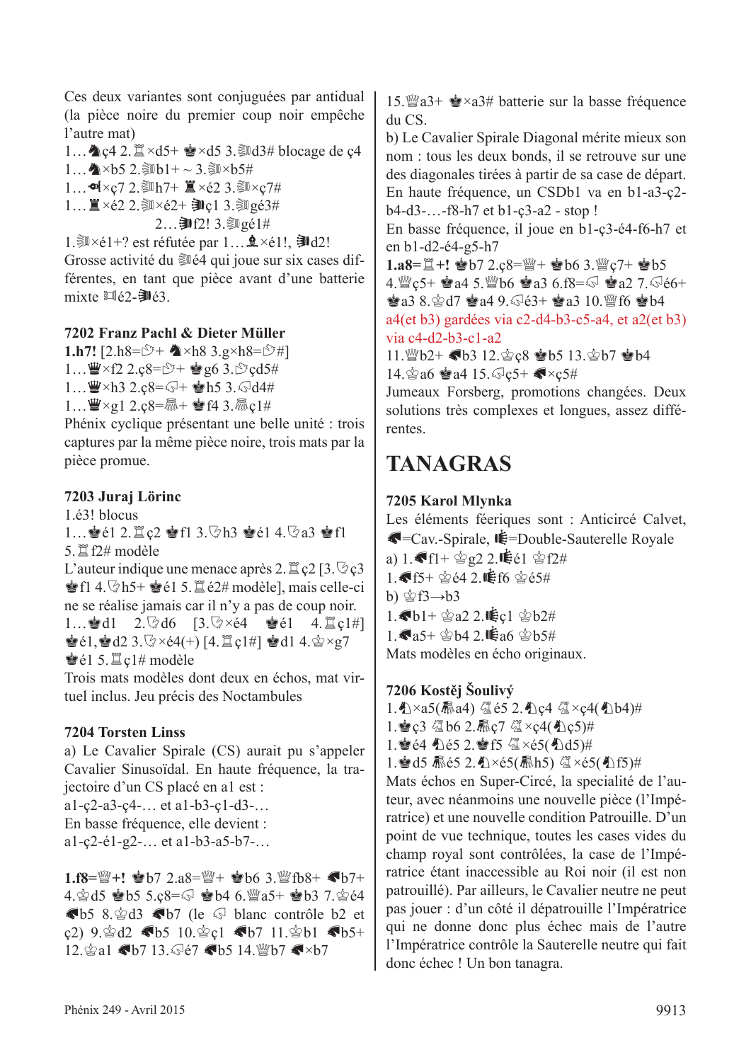Ces deux variantes sont conjuguées par antidual (la pièce noire du premier coup noir empêche l'autre mat)

1…♞ç4 2.♖×d5+ ♚×d5 3.♕d3# blocage de ç4

1…♞×b5 2.♕b1+ ~ 3.♕×b5#

1…♞×ç7 2.♕h7+ ♜×é2 3.♕×ç7#

1…♜×é2 2.♕×é2+ ♛ç1 3.♕g3#

2…♛f2! 3.♕gé1#

1.♕×é1+? est réfutée par 1…♝×é1!, ♛d2!

Grosse activité du ♕é4 qui joue sur six cases différentes, en tant que pièce avant d'une batterie mixte ♖é2-♛é3.

### 7202 Franz Pachl & Dieter Müller

**1.h7!** [2.h8=♘+ ♞×h8 3.g×h8=♘#]

1…♛×f2 2.ç8=♘+ ♚g6 3.♘çd5#

1…♛×h3 2.ç8=♘+ ♚h5 3.♘d4#

1…♛×g1 2.ç8=♘+ ♚f4 3.♘ç1#

Phénix cyclique présentant une belle unité : trois captures par la même pièce noire, trois mats par la pièce promue.

### 7203 Juraj Lörinc

1.é3! blocus

1…♚é1 2.♖ç2 ♚f1 3.♘h3 ♚é1 4.♘a3 ♚f1 5.♖f2# modèle

L'auteur indique une menace après 2.♖ç2 [3.♘ç3 ♚f1 4.♘h5+ ♚é1 5.♖é2# modèle], mais celle-ci ne se réalise jamais car il n'y a pas de coup noir.

1…♚d1 2.♘d6 [3.♘×é4 ♚é1 4.♖ç1#] ♚é1,♚d2 3.♘×é4(+) [4.♖ç1#] ♚d1 4.♔×g7 ♚é1 5.♖ç1# modèle

Trois mats modèles dont deux en échos, mat virtuel inclus. Jeu précis des Noctambules

### 7204 Torsten Linss

a) Le Cavalier Spirale (CS) aurait pu s'appeler Cavalier Sinusoïdal. En haute fréquence, la trajectoire d'un CS placé en a1 est :

a1-ç2-a3-ç4-… et a1-b3-ç1-d3-…

En basse fréquence, elle devient :

a1-ç2-é1-g2-… et a1-b3-a5-b7-…

**1.f8=♕+!** ♚b7 2.a8=♕+ ♚b6 3.♕fb8+ ♞b7+ 4.♔d5 ♚b5 5.ç8=♘ ♚b4 6.♕a5+ ♚b3 7.♔é4 ♞b5 8.♔d3 ♞b7 (le ♘ blanc contrôle b2 et ç2) 9.♔d2 ♞b5 10.♔ç1 ♞b7 11.♔b1 ♞b5+ 12.♔a1 ♞b7 13.♘é7 ♞b5 14.♕b7 ♞×b7

15.♕a3+ ♚×a3# batterie sur la basse fréquence du CS.

b) Le Cavalier Spirale Diagonal mérite mieux son nom : tous les deux bonds, il se retrouve sur une des diagonales tirées à partir de sa case de départ. En haute fréquence, un CSDb1 va en b1-a3-ç2-b4-d3-…-f8-h7 et b1-ç3-a2 - stop !

En basse fréquence, il joue en b1-ç3-é4-f6-h7 et en b1-d2-é4-g5-h7

**1.a8=♖+!** ♚b7 2.ç8=♕+ ♚b6 3.♕ç7+ ♚b5 4.♕ç5+ ♚a4 5.♕b6 ♚a3 6.f8=♘ ♚a2 7.♘é6+ ♚a3 8.♔d7 ♚a4 9.♘é3+ ♚a3 10.♕f6 ♚b4

a4(et b3) gardées via c2-d4-b3-c5-a4, et a2(et b3) via c4-d2-b3-c1-a2

11.♕b2+ ♞b3 12.♔ç8 ♚b5 13.♔b7 ♚b4 14.♔a6 ♚a4 15.♘ç5+ ♞×ç5#

Jumeaux Forsberg, promotions changées. Deux solutions très complexes et longues, assez différentes.

## TANAGRAS

### 7205 Karol Mlynka

Les éléments féeriques sont : Anticircé Calvet, ♞=Cav.-Spirale, ♛=Double-Sauterelle Royale

a) 1.♞f1+ ♔g2 2.♛é1 ♔f2#

1.♞f5+ ♔é4 2.♛f6 ♔é5#

b) ♔f3→b3

1.♞b1+ ♔a2 2.♛ç1 ♔b2#

1.♞a5+ ♔b4 2.♛a6 ♔b5#

Mats modèles en écho originaux.

### 7206 Kostěj Šoulivý

1.♘×a5(♘a4) ♘é5 2.♘ç4 ♘×ç4(♘b4)#

1.♚ç3 ♘b6 2.♘ç7 ♘×ç4(♘ç5)#

1.♚é4 ♘é5 2.♚f5 ♘×é5(♘d5)#

1.♚d5 ♘é5 2.♘×é5(♘h5) ♘×é5(♘f5)#

Mats échos en Super-Circé, la specialité de l'auteur, avec néanmoins une nouvelle pièce (l'Impératrice) et une nouvelle condition Patrouille. D'un point de vue technique, toutes les cases vides du champ royal sont contrôlées, la case de l'Impératrice étant inaccessible au Roi noir (il est non patrouillé). Par ailleurs, le Cavalier neutre ne peut pas jouer : d'un côté il dépatrouille l'Impératrice qui ne donne donc plus échec mais de l'autre l'Impératrice contrôle la Sauterelle neutre qui fait donc échec ! Un bon tanagra.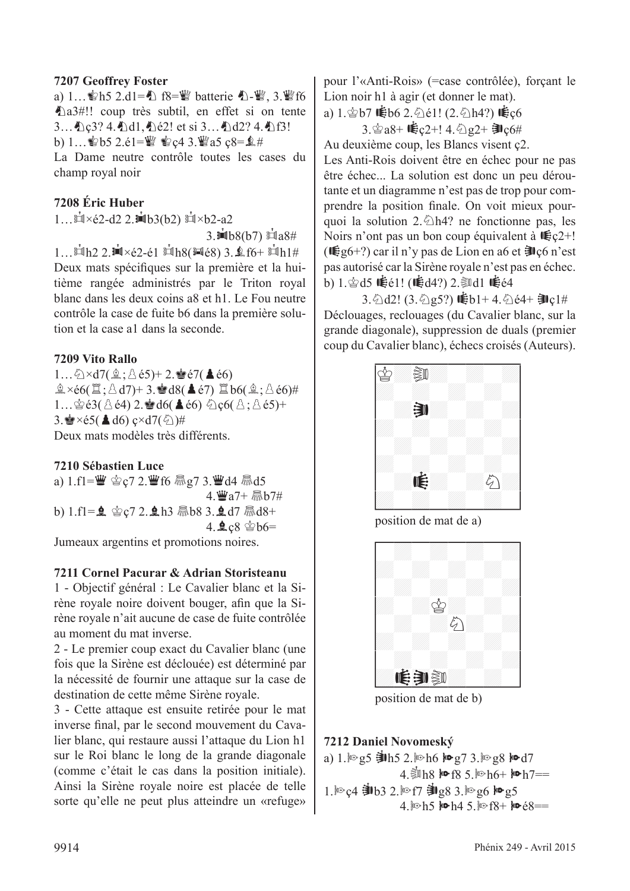**7207 Geoffrey Foster**

a) 1…♚h5 2.d1=♞ f8=♛ batterie ♞-♛, 3.♛f6 ♞a3#!! coup très subtil, en effet si on tente 3…♞ç3? 4.♞d1, ♞é2! et si 3…♞d2? 4.♞f3!

b) 1…♚b5 2.é1=♛ ♚ç4 3.♛a5 ç8=♝#

La Dame neutre contrôle toutes les cases du champ royal noir

**7208 Éric Huber**

1…♖×é2-d2 2.♜b3(b2) ♖×b2-a2 3.♜b8(b7) ♖a8#

1…♖h2 2.♜×é2-é1 ♖h8(♜é8) 3.♝f6+ ♖h1#

Deux mats spécifiques sur la première et la huitième rangée administrés par le Triton royal blanc dans les deux coins a8 et h1. Le Fou neutre contrôle la case de fuite b6 dans la première solution et la case a1 dans la seconde.

**7209 Vito Rallo**

1…♘×d7(♗;♙é5)+ 2.♚é7(♟é6) ♗×é6(♖;♙d7)+ 3.♚d8(♟é7) ♖b6(♗;♙é6)#

1…♔é3(♙é4) 2.♚d6(♟é6) ♘ç6(♙;♙é5)+ 3.♚×é5(♟d6) ç×d7(♘)#

Deux mats modèles très différents.

**7210 Sébastien Luce**

a) 1.f1=♛ ♔ç7 2.♛f6 g7 3.♛d4 d5 4.♛a7+ b7#

b) 1.f1=♝ ♔ç7 2.♝h3 b8 3.♝d7 d8+ 4.♝ç8 ♔b6=

Jumeaux argentins et promotions noires.

**7211 Cornel Pacurar & Adrian Storisteanu**

1 - Objectif général : Le Cavalier blanc et la Sirène royale noire doivent bouger, afin que la Sirène royale n'ait aucune de case de fuite contrôlée au moment du mat inverse.

2 - Le premier coup exact du Cavalier blanc (une fois que la Sirène est déclouée) est déterminé par la nécessité de fournir une attaque sur la case de destination de cette même Sirène royale.

3 - Cette attaque est ensuite retirée pour le mat inverse final, par le second mouvement du Cavalier blanc, qui restaure aussi l'attaque du Lion h1 sur le Roi blanc le long de la grande diagonale (comme c'était le cas dans la position initiale). Ainsi la Sirène royale noire est placée de telle sorte qu'elle ne peut plus atteindre un «refuge» pour l'«Anti-Rois» (=case contrôlée), forçant le Lion noir h1 à agir (et donner le mat).

a) 1.♔b7 b6 2.♘é1! (2.♘h4?) ç6 3.♔a8+ ç2+! 4.♘g2+ ç6#

Au deuxième coup, les Blancs visent ç2.

Les Anti-Rois doivent être en échec pour ne pas être échec... La solution est donc un peu déroutante et un diagramme n'est pas de trop pour comprendre la position finale. On voit mieux pourquoi la solution 2.♘h4? ne fonctionne pas, les Noirs n'ont pas un bon coup équivalent à ç2+! (g6+?) car il n'y pas de Lion en a6 et ç6 n'est pas autorisé car la Sirène royale n'est pas en échec.

b) 1.♔d5 é1! (d4?) 2.d1 é4 3.♘d2! (3.♘g5?) b1+ 4.♘é4+ ç1#

Déclouages, reclouages (du Cavalier blanc, sur la grande diagonale), suppression de duals (premier coup du Cavalier blanc), échecs croisés (Auteurs).

position de mat de a)

position de mat de b)

**7212 Daniel Novomeský**

a) 1.g5 h5 2.h6 g7 3.g8 d7 4.h8 f8 5.h6+ h7==

1.ç4 b3 2.f7 g8 3.g6 g5 4.h5 h4 5.f8+ é8==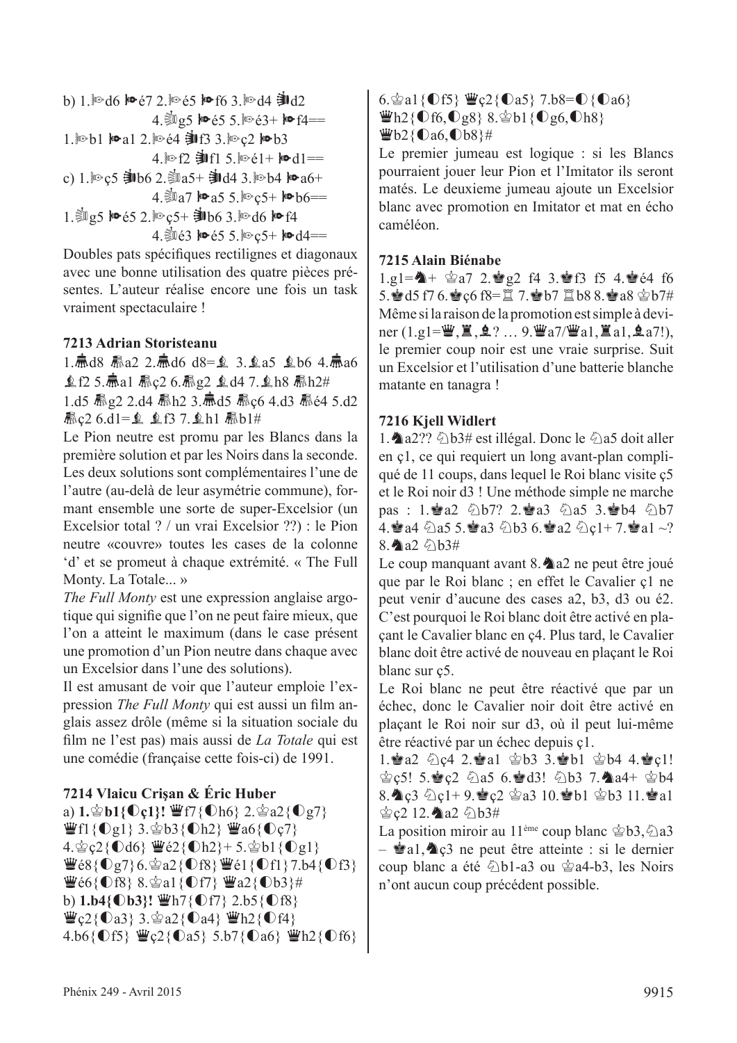b) 1.♘d6 ♞é7 2.♘é5 ♞f6 3.♘d4 ♞d2
4.♘g5 ♞é5 5.♘é3+ ♞f4==
1.♘b1 ♞a1 2.♘é4 ♞f3 3.♘ç2 ♞b3
4.♘f2 ♞f1 5.♘é1+ ♞d1==
c) 1.♘ç5 ♞b6 2.♘a5+ ♞d4 3.♘b4 ♞a6+
4.♘a7 ♞a5 5.♘ç5+ ♞b6==
1.♘g5 ♞é5 2.♘ç5+ ♞b6 3.♘d6 ♞f4
4.♘é3 ♞é5 5.♘ç5+ ♞d4==

Doubles pats spécifiques rectilignes et diagonaux avec une bonne utilisation des quatre pièces présentes. L'auteur réalise encore une fois un task vraiment spectaculaire !

**7213 Adrian Storisteanu**

1.♙d8 ♙a2 2.♙d6 d8=♗ 3.♗a5 ♗b6 4.♙a6 ♗f2 5.♙a1 ♙ç2 6.♙g2 ♗d4 7.♗h8 ♙h2#
1.d5 ♙g2 2.d4 ♙h2 3.♙d5 ♙ç6 4.d3 ♙é4 5.d2 ♙ç2 6.d1=♗ ♗f3 7.♗h1 ♙b1#

Le Pion neutre est promu par les Blancs dans la première solution et par les Noirs dans la seconde. Les deux solutions sont complémentaires l'une de l'autre (au-delà de leur asymétrie commune), formant ensemble une sorte de super-Excelsior (un Excelsior total ? / un vrai Excelsior ??) : le Pion neutre «couvre» toutes les cases de la colonne 'd' et se promeut à chaque extrémité. « The Full Monty. La Totale... »

*The Full Monty* est une expression anglaise argotique qui signifie que l'on ne peut faire mieux, que l'on a atteint le maximum (dans le case présent une promotion d'un Pion neutre dans chaque avec un Excelsior dans l'une des solutions).

Il est amusant de voir que l'auteur emploie l'expression *The Full Monty* qui est aussi un film anglais assez drôle (même si la situation sociale du film ne l'est pas) mais aussi de *La Totale* qui est une comédie (française cette fois-ci) de 1991.

**7214 Vlaicu Crişan & Éric Huber**

a) **1.♔b1{◐ç1}!** ♛f7{◐h6} 2.♔a2{◐g7} ♛f1{◐g1} 3.♔b3{◐h2} ♛a6{◐ç7} 4.♔ç2{◐d6} ♛é2{◐h2}+ 5.♔b1{◐g1} ♛é8{◐g7} 6.♔a2{◐f8} ♛é1{◐f1} 7.b4{◐f3} ♛é6{◐f8} 8.♔a1{◐f7} ♛a2{◐b3}#
b) **1.b4{◐b3}!** ♛h7{◐f7} 2.b5{◐f8} ♛ç2{◐a3} 3.♔a2{◐a4} ♛h2{◐f4} 4.b6{◐f5} ♛ç2{◐a5} 5.b7{◐a6} ♛h2{◐f6} 6.♔a1{◐f5} ♛ç2{◐a5} 7.b8=◐{◐a6} ♛h2{◐f6,◐g8} 8.♔b1{◐g6,◐h8} ♛b2{◐a6,◐b8}#

Le premier jumeau est logique : si les Blancs pourraient jouer leur Pion et l'Imitator ils seront matés. Le deuxieme jumeau ajoute un Excelsior blanc avec promotion en Imitator et mat en écho caméléon.

**7215 Alain Biénabe**

1.g1=♞+ ♔a7 2.♚g2 f4 3.♚f3 f5 4.♚é4 f6 5.♚d5 f7 6.♚ç6 f8=♖ 7.♚b7 ♖b8 8.♚a8 ♔b7#

Même si la raison de la promotion est simple à deviner (1.g1=♛,♜,♝? … 9.♛a7/♛a1,♜a1,♝a7!), le premier coup noir est une vraie surprise. Suit un Excelsior et l'utilisation d'une batterie blanche matante en tanagra !

**7216 Kjell Widlert**

1.♞a2?? ♘b3# est illégal. Donc le ♘a5 doit aller en ç1, ce qui requiert un long avant-plan compliqué de 11 coups, dans lequel le Roi blanc visite ç5 et le Roi noir d3 ! Une méthode simple ne marche pas : 1.♚a2 ♘b7? 2.♚a3 ♘a5 3.♚b4 ♘b7 4.♚a4 ♘a5 5.♚a3 ♘b3 6.♚a2 ♘ç1+ 7.♚a1 ~? 8.♞a2 ♘b3#

Le coup manquant avant 8.♞a2 ne peut être joué que par le Roi blanc ; en effet le Cavalier ç1 ne peut venir d'aucune des cases a2, b3, d3 ou é2. C'est pourquoi le Roi blanc doit être activé en plaçant le Cavalier blanc en ç4. Plus tard, le Cavalier blanc doit être activé de nouveau en plaçant le Roi blanc sur ç5.

Le Roi blanc ne peut être réactivé que par un échec, donc le Cavalier noir doit être activé en plaçant le Roi noir sur d3, où il peut lui-même être réactivé par un échec depuis ç1.

1.♚a2 ♘ç4 2.♚a1 ♔b3 3.♚b1 ♔b4 4.♚ç1! ♔ç5! 5.♚ç2 ♘a5 6.♚d3! ♘b3 7.♞a4+ ♔b4 8.♞ç3 ♘ç1+ 9.♚ç2 ♔a3 10.♚b1 ♔b3 11.♚a1 ♔ç2 12.♞a2 ♘b3#

La position miroir au 11ème coup blanc ♔b3,♘a3 – ♚a1,♞ç3 ne peut être atteinte : si le dernier coup blanc a été ♘b1-a3 ou ♔a4-b3, les Noirs n'ont aucun coup précédent possible.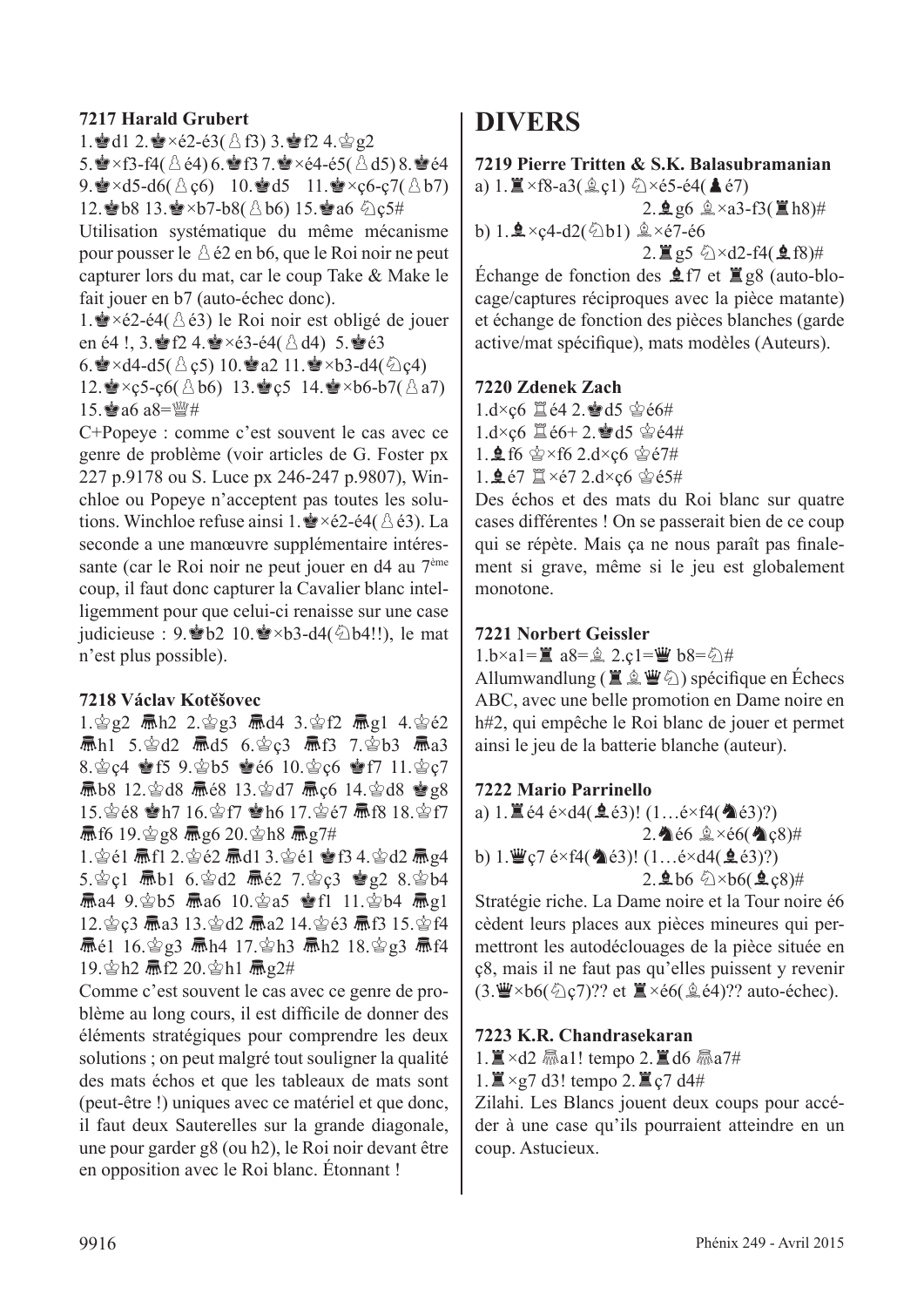**7217 Harald Grubert**

1.♚d1 2.♚×é2-é3(♙f3) 3.♚f2 4.♔g2 5.♚×f3-f4(♙é4) 6.♚f3 7.♚×é4-é5(♙d5) 8.♚é4 9.♚×d5-d6(♙ç6) 10.♚d5 11.♚×ç6-ç7(♙b7) 12.♚b8 13.♚×b7-b8(♙b6) 15.♚a6 ♘ç5#

Utilisation systématique du même mécanisme pour pousser le ♙é2 en b6, que le Roi noir ne peut capturer lors du mat, car le coup Take & Make le fait jouer en b7 (auto-échec donc).

1.♚×é2-é4(♙é3) le Roi noir est obligé de jouer en é4 !, 3.♚f2 4.♚×é3-é4(♙d4) 5.♚é3 6.♚×d4-d5(♙ç5) 10.♚a2 11.♚×b3-d4(♘ç4) 12.♚×ç5-ç6(♙b6) 13.♚ç5 14.♚×b6-b7(♙a7) 15.♚a6 a8=♕#

C+Popeye : comme c'est souvent le cas avec ce genre de problème (voir articles de G. Foster px 227 p.9178 ou S. Luce px 246-247 p.9807), Winchloe ou Popeye n'acceptent pas toutes les solutions. Winchloe refuse ainsi 1.♚×é2-é4(♙é3). La seconde a une manœuvre supplémentaire intéressante (car le Roi noir ne peut jouer en d4 au 7ème coup, il faut donc capturer la Cavalier blanc intelligemment pour que celui-ci renaisse sur une case judicieuse : 9.♚b2 10.♚×b3-d4(♘b4!!), le mat n'est plus possible).

**7218 Václav Kotěšovec**

1.♔g2 ♜h2 2.♔g3 ♜d4 3.♔f2 ♜g1 4.♔é2 ♜h1 5.♔d2 ♜d5 6.♔ç3 ♜f3 7.♔b3 ♜a3 8.♔ç4 ♚f5 9.♔b5 ♚é6 10.♔ç6 ♚f7 11.♔ç7 ♜b8 12.♔d8 ♜é8 13.♔d7 ♜ç6 14.♔d8 ♚g8 15.♔é8 ♚h7 16.♔f7 ♚h6 17.♔é7 ♜f8 18.♔f7 ♜f6 19.♔g8 ♜g6 20.♔h8 ♜g7#

1.♔é1 ♜f1 2.♔é2 ♜d1 3.♔é1 ♚f3 4.♔d2 ♜g4 5.♔ç1 ♜b1 6.♔d2 ♜é2 7.♔ç3 ♚g2 8.♔b4 ♜a4 9.♔b5 ♜a6 10.♔a5 ♚f1 11.♔b4 ♜g1 12.♔ç3 ♜a3 13.♔d2 ♜a2 14.♔é3 ♜f3 15.♔f4 ♜é1 16.♔g3 ♜h4 17.♔h3 ♜h2 18.♔g3 ♜f4 19.♔h2 ♜f2 20.♔h1 ♜g2#

Comme c'est souvent le cas avec ce genre de problème au long cours, il est difficile de donner des éléments stratégiques pour comprendre les deux solutions ; on peut malgré tout souligner la qualité des mats échos et que les tableaux de mats sont (peut-être !) uniques avec ce matériel et que donc, il faut deux Sauterelles sur la grande diagonale, une pour garder g8 (ou h2), le Roi noir devant être en opposition avec le Roi blanc. Étonnant !

# DIVERS

**7219 Pierre Tritten & S.K. Balasubramanian**

a) 1.♜×f8-a3(♗ç1) ♘×é5-é4(♟é7) 2.♝g6 ♗×a3-f3(♜h8)#

b) 1.♝×ç4-d2(♘b1) ♗×é7-é6 2.♜g5 ♘×d2-f4(♝f8)#

Échange de fonction des ♝f7 et ♜g8 (auto-blocage/captures réciproques avec la pièce matante) et échange de fonction des pièces blanches (garde active/mat spécifique), mats modèles (Auteurs).

**7220 Zdenek Zach**

1.d×ç6 ♖é4 2.♚d5 ♔é6#

1.d×ç6 ♖é6+ 2.♚d5 ♔é4#

1.♝f6 ♔×f6 2.d×ç6 ♔é7#

1.♝é7 ♖×é7 2.d×ç6 ♔é5#

Des échos et des mats du Roi blanc sur quatre cases différentes ! On se passerait bien de ce coup qui se répète. Mais ça ne nous paraît pas finalement si grave, même si le jeu est globalement monotone.

**7221 Norbert Geissler**

1.b×a1=♜ a8=♗ 2.ç1=♛ b8=♘#

Allumwandlung (♜♝♛♘) spécifique en Échecs ABC, avec une belle promotion en Dame noire en h#2, qui empêche le Roi blanc de jouer et permet ainsi le jeu de la batterie blanche (auteur).

**7222 Mario Parrinello**

a) 1.♜é4 é×d4(♝é3)! (1…é×f4(♞é3)?) 2.♞é6 ♗×é6(♞ç8)#

b) 1.♛ç7 é×f4(♞é3)! (1…é×d4(♝é3)?) 2.♝b6 ♘×b6(♝ç8)#

Stratégie riche. La Dame noire et la Tour noire é6 cèdent leurs places aux pièces mineures qui permettront les autodéclouages de la pièce située en ç8, mais il ne faut pas qu'elles puissent y revenir (3.♛×b6(♘ç7)?? et ♜×é6(♗é4)?? auto-échec).

**7223 K.R. Chandrasekaran**

1.♜×d2 ♖a1! tempo 2.♜d6 ♖a7#

1.♜×g7 d3! tempo 2.♜ç7 d4#

Zilahi. Les Blancs jouent deux coups pour accéder à une case qu'ils pourraient atteindre en un coup. Astucieux.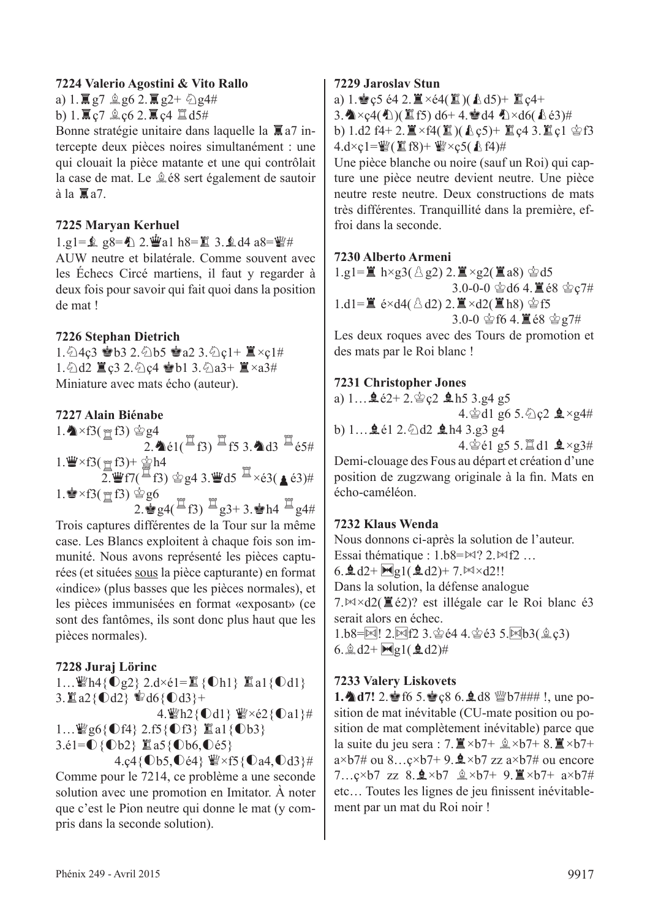**7224 Valerio Agostini & Vito Rallo**

a) 1.♜g7 ♗g6 2.♜g2+ ♘g4#

b) 1.♜ç7 ♗ç6 2.♜ç4 ♖d5#

Bonne stratégie unitaire dans laquelle la ♜a7 intercepte deux pièces noires simultanément : une qui clouait la pièce matante et une qui contrôlait la case de mat. Le ♗é8 sert également de sautoir à la ♜a7.

**7225 Maryan Kerhuel**

1.g1=♝ g8=♞ 2.♛a1 h8=♜ 3.♝d4 a8=♛#

AUW neutre et bilatérale. Comme souvent avec les Échecs Circé martiens, il faut y regarder à deux fois pour savoir qui fait quoi dans la position de mat !

**7226 Stephan Dietrich**

1.♘4ç3 ♚b3 2.♘b5 ♚a2 3.♘ç1+ ♜×ç1#

1.♘d2 ♜ç3 2.♘ç4 ♚b1 3.♘a3+ ♜×a3#

Miniature avec mats écho (auteur).

**7227 Alain Biénabe**

1.♞×f3(♖f3) ♔g4 2.♞é1(♖f3) ♖f5 3.♞d3 ♖é5#

1.♛×f3(♖f3)+ ♔h4 2.♛f7(♖f3) ♔g4 3.♛d5 ♖×é3(♝é3)#

1.♚×f3(♖f3) ♔g6 2.♚g4(♖f3) ♖g3+ 3.♚h4 ♖g4#

Trois captures différentes de la Tour sur la même case. Les Blancs exploitent à chaque fois son immunité. Nous avons représenté les pièces capturées (et situées sous la pièce capturante) en format «indice» (plus basses que les pièces normales), et les pièces immunisées en format «exposant» (ce sont des fantômes, ils sont donc plus haut que les pièces normales).

**7228 Juraj Lörinc**

1…♛h4{◐g2} 2.d×é1=♜{◐h1} ♜a1{◐d1} 3.♜a2{◐d2} ♚d6{◐d3}+ 4.♛h2{◐d1} ♛×é2{◐a1}#

1…♛g6{◐f4} 2.f5{◐f3} ♜a1{◐b3} 3.é1=◐{◐b2} ♜a5{◐b6,◐é5} 4.ç4{◐b5,◐é4} ♛×f5{◐a4,◐d3}#

Comme pour le 7214, ce problème a une seconde solution avec une promotion en Imitator. À noter que c'est le Pion neutre qui donne le mat (y compris dans la seconde solution).

**7229 Jaroslav Stun**

a) 1.♚ç5 é4 2.♜×é4(♜)(♝d5)+ ♖ç4+ 3.♞×ç4(♞)(♜f5) d6+ 4.♚d4 ♞×d6(♝é3)#

b) 1.d2 f4+ 2.♜×f4(♜)(♝ç5)+ ♖ç4 3.♖ç1 ♔f3 4.d×ç1=♛(♜f8)+ ♛×ç5(♝f4)#

Une pièce blanche ou noire (sauf un Roi) qui capture une pièce neutre devient neutre. Une pièce neutre reste neutre. Deux constructions de mats très différentes. Tranquillité dans la première, effroi dans la seconde.

**7230 Alberto Armeni**

1.g1=♜ h×g3(♙g2) 2.♜×g2(♜a8) ♔d5 3.0-0-0 ♔d6 4.♜é8 ♔ç7#

1.d1=♜ é×d4(♙d2) 2.♜×d2(♜h8) ♔f5 3.0-0 ♔f6 4.♜é8 ♔g7#

Les deux roques avec des Tours de promotion et des mats par le Roi blanc !

**7231 Christopher Jones**

a) 1…♝é2+ 2.♔ç2 ♝h5 3.g4 g5 4.♔d1 g6 5.♘ç2 ♝×g4#

b) 1…♝é1 2.♘d2 ♝h4 3.g3 g4 4.♔é1 g5 5.♖d1 ♝×g3#

Demi-clouage des Fous au départ et création d'une position de zugzwang originale à la fin. Mats en écho-caméléon.

**7232 Klaus Wenda**

Nous donnons ci-après la solution de l'auteur.

Essai thématique : 1.b8=⋈? 2.⋈f2 … 6.♝d2+ ⋈g1(♝d2)+ 7.⋈×d2!!

Dans la solution, la défense analogue 7.⋈×d2(♜é2)? est illégale car le Roi blanc é3 serait alors en échec.

1.b8=⋈! 2.⋈f2 3.♔é4 4.♔é3 5.⋈b3(♗ç3) 6.♗d2+ ⋈g1(♝d2)#

**7233 Valery Liskovets**

**1.♞d7!** 2.♚f6 5.♚ç8 6.♝d8 ♕b7### !, une position de mat inévitable (CU-mate position ou position de mat complètement inévitable) parce que la suite du jeu sera : 7.♜×b7+ ♗×b7+ 8.♜×b7+ a×b7# ou 8…ç×b7+ 9.♝×b7 zz a×b7# ou encore 7…ç×b7 zz 8.♝×b7 ♗×b7+ 9.♜×b7+ a×b7# etc… Toutes les lignes de jeu finissent inévitablement par un mat du Roi noir !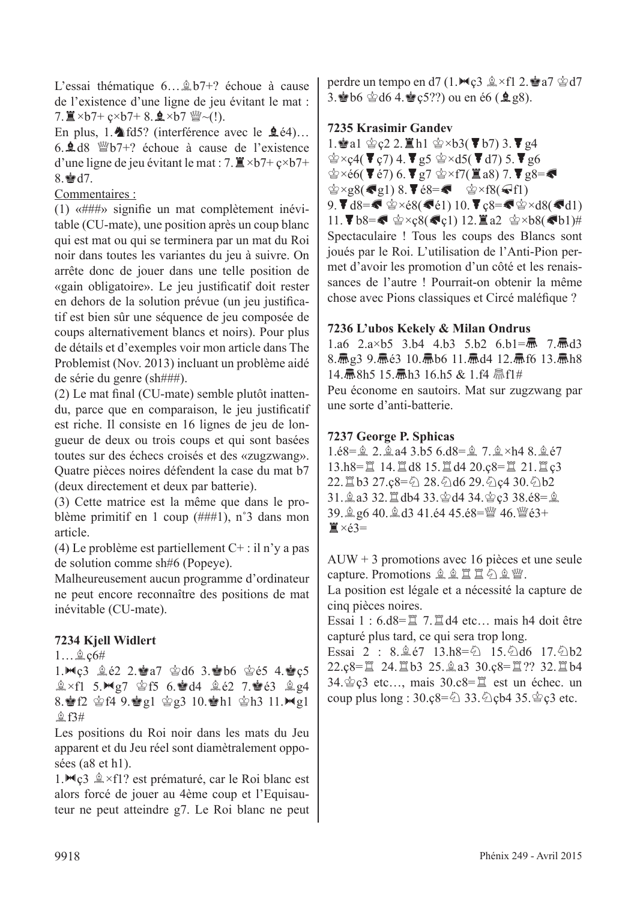L'essai thématique 6…♗b7+? échoue à cause de l'existence d'une ligne de jeu évitant le mat : 7.♜×b7+ ç×b7+ 8.♝×b7 ♕~(!).

En plus, 1.♞fd5? (interférence avec le ♝é4)… 6.♝d8 ♕b7+? échoue à cause de l'existence d'une ligne de jeu évitant le mat : 7.♜×b7+ ç×b7+ 8.♚d7.

Commentaires :

(1) «###» signifie un mat complètement inévitable (CU-mate), une position après un coup blanc qui est mat ou qui se terminera par un mat du Roi noir dans toutes les variantes du jeu à suivre. On arrête donc de jouer dans une telle position de «gain obligatoire». Le jeu justificatif doit rester en dehors de la solution prévue (un jeu justificatif est bien sûr une séquence de jeu composée de coups alternativement blancs et noirs). Pour plus de détails et d'exemples voir mon article dans The Problemist (Nov. 2013) incluant un problème aidé de série du genre (sh###).

(2) Le mat final (CU-mate) semble plutôt inattendu, parce que en comparaison, le jeu justificatif est riche. Il consiste en 16 lignes de jeu de longueur de deux ou trois coups et qui sont basées toutes sur des échecs croisés et des «zugzwang». Quatre pièces noires défendent la case du mat b7 (deux directement et deux par batterie).

(3) Cette matrice est la même que dans le problème primitif en 1 coup (###1), n°3 dans mon article.

(4) Le problème est partiellement C+ : il n'y a pas de solution comme sh#6 (Popeye).

Malheureusement aucun programme d'ordinateur ne peut encore reconnaître des positions de mat inévitable (CU-mate).

### 7234 Kjell Widlert

1…♗ç6#

1.⋈ç3 ♗é2 2.♚a7 ♔d6 3.♚b6 ♔é5 4.♚ç5 ♗×f1 5.⋈g7 ♔f5 6.♚d4 ♗é2 7.♚é3 ♗g4 8.♚f2 ♔f4 9.♚g1 ♔g3 10.♚h1 ♔h3 11.⋈g1 ♗f3#

Les positions du Roi noir dans les mats du Jeu apparent et du Jeu réel sont diamètralement opposées (a8 et h1).

1.⋈ç3 ♗×f1? est prématuré, car le Roi blanc est alors forcé de jouer au 4ème coup et l'Equisauteur ne peut atteindre g7. Le Roi blanc ne peut perdre un tempo en d7 (1.⋈ç3 ♗×f1 2.♚a7 ♔d7 3.♚b6 ♔d6 4.♚ç5??) ou en é6 (♝g8).

### 7235 Krasimir Gandev

1.♚a1 ♔ç2 2.♜h1 ♔×b3(♟b7) 3.♟g4 ♔×ç4(♟ç7) 4.♟g5 ♔×d5(♟d7) 5.♟g6 ♔×é6(♟é7) 6.♟g7 ♔×f7(♜a8) 7.♟g8=♞ ♔×g8(♞g1) 8.♟é8=♞ ♔×f8(♞f1) 9.♟d8=♞ ♔×é8(♞é1) 10.♟ç8=♞♔×d8(♞d1) 11.♟b8=♞ ♔×ç8(♞ç1) 12.♜a2 ♔×b8(♞b1)#

Spectaculaire ! Tous les coups des Blancs sont joués par le Roi. L'utilisation de l'Anti-Pion permet d'avoir les promotion d'un côté et les renaissances de l'autre ! Pourrait-on obtenir la même chose avec Pions classiques et Circé maléfique ?

### 7236 L'ubos Kekely & Milan Ondrus

1.a6 2.a×b5 3.b4 4.b3 5.b2 6.b1=♝ 7.♝d3 8.♝g3 9.♝é3 10.♝b6 11.♝d4 12.♝f6 13.♝h8 14.♝8h5 15.♝h3 16.h5 & 1.f4 ♗f1#

Peu économe en sautoirs. Mat sur zugzwang par une sorte d'anti-batterie.

### 7237 George P. Sphicas

1.é8=♗ 2.♗a4 3.b5 6.d8=♗ 7.♗×h4 8.♗é7 13.h8=♖ 14.♖d8 15.♖d4 20.ç8=♖ 21.♖ç3 22.♖b3 27.ç8=♘ 28.♘d6 29.♘ç4 30.♘b2 31.♗a3 32.♖db4 33.♔d4 34.♔ç3 38.é8=♗ 39.♗g6 40.♗d3 41.é4 45.é8=♕ 46.♕é3+ ♜×é3=

AUW + 3 promotions avec 16 pièces et une seule capture. Promotions ♗♗♖♖♘♗♕.

La position est légale et a nécessité la capture de cinq pièces noires.

Essai 1 : 6.d8=♖ 7.♖d4 etc… mais h4 doit être capturé plus tard, ce qui sera trop long.

Essai 2 : 8.♗é7 13.h8=♘ 15.♘d6 17.♘b2 22.ç8=♖ 24.♖b3 25.♗a3 30.ç8=♖?? 32.♖b4 34.♔ç3 etc…, mais 30.c8=♖ est un échec. un coup plus long : 30.ç8=♘ 33.♘çb4 35.♔ç3 etc.